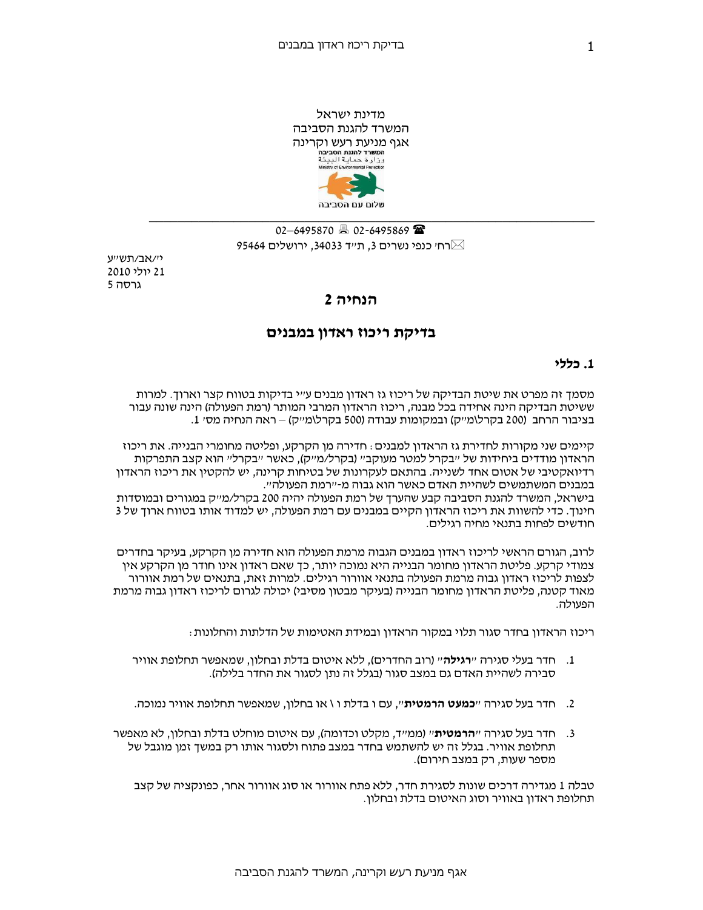מדינת ישראל
המשרד להגנת הסביבה
אגף מניעת רעש וקרינה

02-6495869 ☎ 02-6495870 🖷
✉רח' כנפי נשרים 3, ת"ד 34033, ירושלים 95464

י'/אב/תש"ע
21 יולי 2010
גרסה 5

# הנחיה 2

## בדיקת ריכוז ראדון במבנים

### 1. כללי

מסמך זה מפרט את שיטת הבדיקה של ריכוז גז ראדון מבנים ע"י בדיקות בטווח קצר וארוך. למרות ששיטת הבדיקה הינה אחידה בכל מבנה, ריכוז הראדון המרבי המותר (רמת הפעולה) הינה שונה עבור בציבור הרחב (200 בקרל\מ"ק) ובמקומות עבודה (500 בקרל\מ"ק) – ראה הנחיה מס' 1.

קיימים שני מקורות לחדירת גז הראדון למבנים: חדירה מן הקרקע, ופליטה מחומרי הבנייה. את ריכוז הראדון מודדים ביחידות של "בקרל למטר מעוקב" (בקרל/מ"ק), כאשר "בקרל" הוא קצב התפרקות רדיואקטיבי של אטום אחד לשנייה. בהתאם לעקרונות של בטיחות קרינה, יש להקטין את ריכוז הראדון במבנים המשמשים לשהיית האדם כאשר הוא גבוה מ-"רמת הפעולה".
בישראל, המשרד להגנת הסביבה קבע שהערך של רמת הפעולה יהיה 200 בקרל/מ"ק במגורים ובמוסדות חינוך. כדי להשוות את ריכוז הראדון הקיים במבנים עם רמת הפעולה, יש למדוד אותו בטווח ארוך של 3 חודשים לפחות בתנאי מחיה רגילים.

לרוב, הגורם הראשי לריכוז ראדון במבנים הגבוה מרמת הפעולה הוא חדירה מן הקרקע, בעיקר בחדרים צמודי קרקע. פליטת הראדון מחומר הבנייה היא נמוכה יותר, כך שאם ראדון אינו חודר מן הקרקע אין לצפות לריכוז ראדון גבוה מרמת הפעולה בתנאי אוורור רגילים. למרות זאת, בתנאים של רמת אוורור מאוד קטנה, פליטת הראדון מחומר הבנייה (בעיקר מבטון מסיבי) יכולה לגרום לריכוז ראדון גבוה מרמת הפעולה.

ריכוז הראדון בחדר סגור תלוי במקור הראדון ובמידת האטימות של הדלתות והחלונות:

1. חדר בעלי סגירה "**רגילה**" (רוב החדרים), ללא איטום בדלת ובחלון, שמאפשר תחלופת אוויר סבירה לשהיית האדם גם במצב סגור (בגלל זה נתן לסגור את החדר בלילה).
2. חדר בעל סגירה "**כמעט הרמטית**", עם ו בדלת ו \ או בחלון, שמאפשר תחלופת אוויר נמוכה.
3. חדר בעל סגירה "**הרמטית**" (ממ"ד, מקלט וכדומה), עם איטום מוחלט בדלת ובחלון, לא מאפשר תחלופת אוויר. בגלל זה יש להשתמש בחדר במצב פתוח ולסגור אותו רק במשך זמן מוגבל של מספר שעות, רק במצב חירום).

טבלה 1 מגדירה דרכים שונות לסגירת חדר, ללא פתח אוורור או סוג אוורור אחר, כפונקציה של קצב תחלופת ראדון באוויר וסוג האיטום בדלת ובחלון.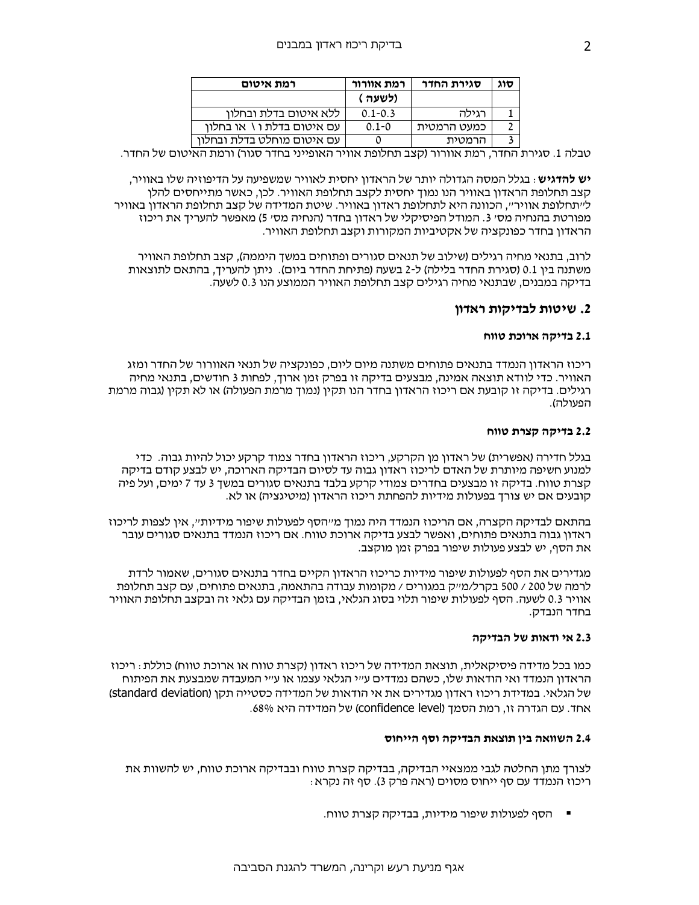| סוג | סגירת החדר | רמת אוורור (לשעה) | רמת איטום |
|---|---|---|---|
| 1 | רגילה | 0.1-0.3 | ללא איטום בדלת ובחלון |
| 2 | כמעט הרמטית | 0.1-0 | עם איטום בדלת ו \ או בחלון |
| 3 | הרמטית | 0 | עם איטום מוחלט בדלת ובחלון |

טבלה 1. סגירת החדר, רמת אוורור (קצב תחלופת אוויר האופייני בחדר סגור) ורמת האיטום של החדר.

**יש להדגיש**: בגלל המסה הגדולה יותר של הראדון יחסית לאוויר שמשפיעה על הדיפוזיה שלו באוויר, קצב תחלופת הראדון באוויר הנו נמוך יחסית לקצב תחלופת האוויר. לכן, כאשר מתייחסים להלן ל"תחלופת אוויר", הכוונה היא לתחלופת ראדון באוויר. שיטת המדידה של קצב תחלופת הראדון באוויר מפורטת בהנחיה מס' 3. המודל הפיסיקלי של ראדון בחדר (הנחיה מס' 5) מאפשר להעריך את ריכוז הראדון בחדר כפונקציה של אקטיביות המקורות וקצב תחלופת האוויר.

לרוב, בתנאי מחיה רגילים (שילוב של תנאים סגורים ופתוחים במשך היממה), קצב תחלופת האוויר משתנה בין 0.1 (סגירת החדר בלילה) ל-2 בשעה (פתיחת החדר ביום). ניתן להעריך, בהתאם לתוצאות בדיקה במבנים, שבתנאי מחיה רגילים קצב תחלופת האוויר הממוצע הנו 0.3 לשעה.

## 2. שיטות לבדיקות ראדון

### 2.1 בדיקה ארוכת טווח

ריכוז הראדון הנמדד בתנאים פתוחים משתנה מיום ליום, כפונקציה של תנאי האוורור של החדר ומזג האוויר. כדי לוודא תוצאה אמינה, מבצעים בדיקה זו בפרק זמן ארוך, לפחות 3 חודשים, בתנאי מחיה רגילים. בדיקה זו קובעת אם ריכוז הראדון בחדר הנו תקין (נמוך מרמת הפעולה) או לא תקין (גבוה מרמת הפעולה).

### 2.2 בדיקה קצרת טווח

בגלל חדירה (אפשרית) של ראדון מן הקרקע, ריכוז הראדון בחדר צמוד קרקע יכול להיות גבוה. כדי למנוע חשיפה מיותרת של האדם לריכוז ראדון גבוה עד לסיום הבדיקה הארוכה, יש לבצע קודם בדיקה קצרת טווח. בדיקה זו מבצעים בחדרים צמודי קרקע בלבד בתנאים סגורים במשך 3 עד 7 ימים, ועל פיה קובעים אם יש צורך בפעולות מידיות להפחתת ריכוז הראדון (מיטיגציה) או לא.

בהתאם לבדיקה הקצרה, אם הריכוז הנמדד היה נמוך מ"הסף לפעולות שיפור מידיות", אין לצפות לריכוז ראדון גבוה בתנאים פתוחים, ואפשר לבצע בדיקה ארוכת טווח. אם ריכוז הנמדד בתנאים סגורים עובר את הסף, יש לבצע פעולות שיפור בפרק זמן מוקצב.

מגדירים את הסף לפעולות שיפור מידיות כריכוז הראדון הקיים בחדר בתנאים סגורים, שאמור לרדת לרמה של 200 / 500 בקרל/מ"ק במגורים / מקומות עבודה בהתאמה, בתנאים פתוחים, עם קצב תחלופת אוויר 0.3 לשעה. הסף לפעולות שיפור תלוי בסוג הגלאי, בזמן הבדיקה עם גלאי זה ובקצב תחלופת האוויר בחדר הנבדק.

### 2.3 אי ודאות של הבדיקה

כמו בכל מדידה פיסיקאלית, תוצאת המדידה של ריכוז ראדון (קצרת טווח או ארוכת טווח) כוללת: ריכוז הראדון הנמדד ואי הודאות שלו, כשהם נמדדים ע"י הגלאי עצמו או ע"י המעבדה שמבצעת את הפיתוח של הגלאי. במדידת ריכוז ראדון מגדירים את אי הודאות של המדידה כסטייה תקן (standard deviation) אחד. עם הגדרה זו, רמת הסמך (confidence level) של המדידה היא 68%.

### 2.4 השוואה בין תוצאת הבדיקה וסף הייחוס

לצורך מתן החלטה לגבי ממצאיי הבדיקה, בבדיקה קצרת טווח ובבדיקה ארוכת טווח, יש להשוות את ריכוז הנמדד עם סף ייחוס מסוים (ראה פרק 3). סף זה נקרא:

- הסף לפעולות שיפור מידיות, בבדיקה קצרת טווח.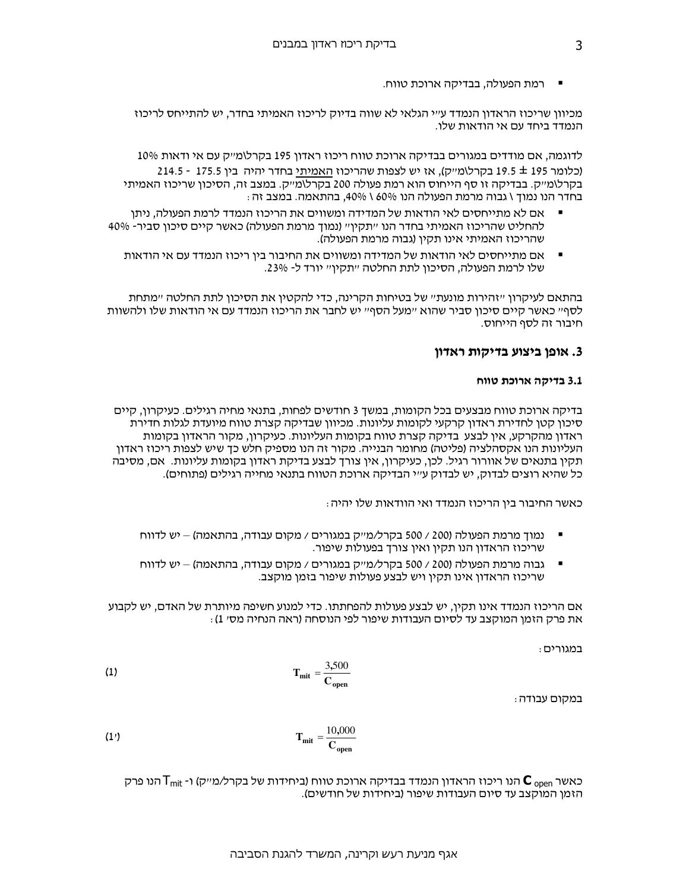- רמת הפעולה, בבדיקה ארוכת טווח.

מכיוון שריכוז הראדון הנמדד ע"י הגלאי לא שווה בדיוק לריכוז האמיתי בחדר, יש להתייחס לריכוז הנמדד ביחד עם אי הודאות שלו.

לדוגמה, אם מודדים במגורים בבדיקה ארוכת טווח ריכוז ראדון 195 בקרל\מ"ק עם אי ודאות 10% (כלומר 195 ± 19.5 בקרל\מ"ק), אז יש לצפות שהריכוז האמיתי בחדר יהיה בין 175.5 - 214.5 בקרל\מ"ק. בבדיקה זו סף הייחוס הוא רמת פעולה 200 בקרל\מ"ק. במצב זה, הסיכון שריכוז האמיתי בחדר הנו נמוך \ גבוה מרמת הפעולה הנו 60% \ 40%, בהתאמה. במצב זה:

- אם לא מתייחסים לאי הודאות של המדידה ומשווים את הריכוז הנמדד לרמת הפעולה, ניתן להחליט שהריכוז האמיתי בחדר הנו "תקין" (נמוך מרמת הפעולה) כאשר קיים סיכון סביר- 40% שהריכוז האמיתי אינו תקין (גבוה מרמת הפעולה).
- אם מתייחסים לאי הודאות של המדידה ומשווים את החיבור בין ריכוז הנמדד עם אי הודאות שלו לרמת הפעולה, הסיכון לתת החלטה "תקין" יורד ל- 23%.

בהתאם לעיקרון "זהירות מונעת" של בטיחות הקרינה, כדי להקטין את הסיכון לתת החלטה "מתחת לסף" כאשר קיים סיכון סביר שהוא "מעל הסף" יש לחבר את הריכוז הנמדד עם אי הודאות שלו ולהשוות חיבור זה לסף הייחוס.

## 3. אופן ביצוע בדיקות ראדון

### 3.1 בדיקה ארוכת טווח

בדיקה ארוכת טווח מבצעים בכל הקומות, במשך 3 חודשים לפחות, בתנאי מחיה רגילים. כעיקרון, קיים סיכון קטן לחדירת ראדון קרקעי לקומות עליונות. מכיוון שבדיקה קצרת טווח מיועדת לגלות חדירת ראדון מהקרקע, אין לבצע בדיקה קצרת טווח בקומות העליונות. כעיקרון, מקור הראדון בקומות העליונות הנו אקסהלציה (פליטה) מחומר הבנייה. מקור זה הנו מספיק חלש כך שיש לצפות ריכוז ראדון תקין בתנאים של אוורור רגיל. לכן, כעיקרון, אין צורך לבצע בדיקת ראדון בקומות עליונות. אם, מסיבה כל שהיא רוצים לבדוק, יש לבדוק ע"י הבדיקה ארוכת הטווח בתנאי מחייה רגילים (פתוחים).

כאשר החיבור בין הריכוז הנמדד ואי הוודאות שלו יהיה:

- נמוך מרמת הפעולה (200 / 500 בקרל/מ"ק במגורים / מקום עבודה, בהתאמה) – יש לדווח שריכוז הראדון הנו תקין ואין צורך בפעולות שיפור.
- גבוה מרמת הפעולה (200 / 500 בקרל/מ"ק במגורים / מקום עבודה, בהתאמה) – יש לדווח שריכוז הראדון אינו תקין ויש לבצע פעולות שיפור בזמן מוקצב.

אם הריכוז הנמדד אינו תקין, יש לבצע פעולות להפחתתו. כדי למנוע חשיפה מיותרת של האדם, יש לקבוע את פרק הזמן המוקצב עד לסיום העבודות שיפור לפי הנוסחה (ראה הנחיה מס' 1):

במגורים:

$$\mathbf{T_{mit}} = \frac{3{,}500}{\mathbf{C_{open}}} \qquad (1)$$

במקום עבודה:

$$\mathbf{T_{mit}} = \frac{10{,}000}{\mathbf{C_{open}}} \qquad (1')$$

כאשר $\mathbf{C}_{open}$ הנו ריכוז הראדון הנמדד בבדיקה ארוכת טווח (ביחידות של בקרל/מ"ק) ו- $T_{mit}$ הנו פרק הזמן המוקצב עד סיום העבודות שיפור (ביחידות של חודשים).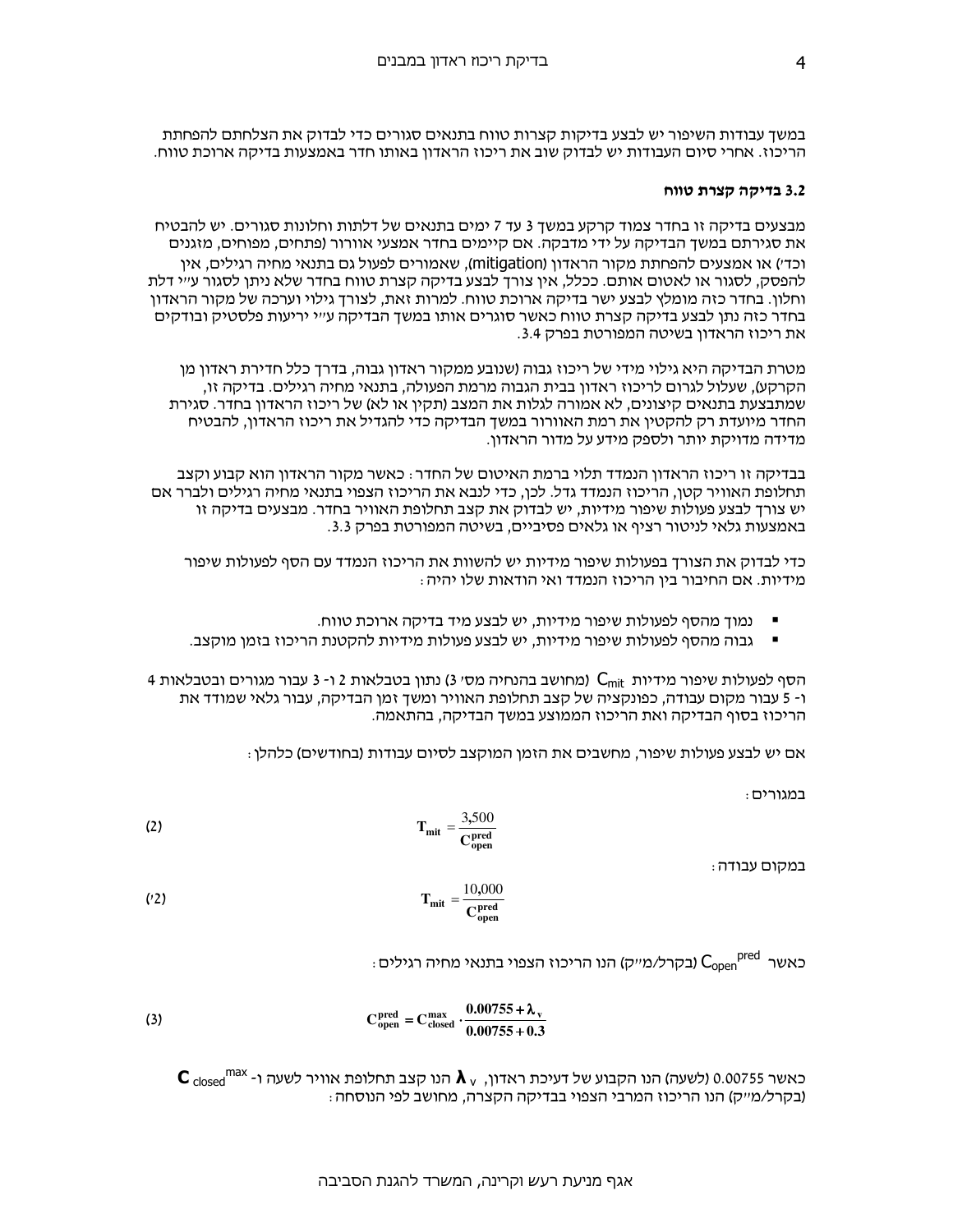במשך עבודות השיפור יש לבצע בדיקות קצרות טווח בתנאים סגורים כדי לבדוק את הצלחתם להפחתת הריכוז. אחרי סיום העבודות יש לבדוק שוב את ריכוז הראדון באותו חדר באמצעות בדיקה ארוכת טווח.

### 3.2 בדיקה קצרת טווח

מבצעים בדיקה זו בחדר צמוד קרקע במשך 3 עד 7 ימים בתנאים של דלתות וחלונות סגורים. יש להבטיח את סגירתם במשך הבדיקה על ידי מדבקה. אם קיימים בחדר אמצעי אוורור (פתחים, מפוחים, מזגנים וכד׳) או אמצעים להפחתת מקור הראדון (mitigation), שאמורים לפעול גם בתנאי מחיה רגילים, אין להפסק, לסגור או לאטום אותם. ככלל, אין צורך לבצע בדיקה קצרת טווח בחדר שלא ניתן לסגור ע״י דלת וחלון. בחדר כזה מומלץ לבצע ישר בדיקה ארוכת טווח. למרות זאת, לצורך גילוי וערכה של מקור הראדון בחדר כזה נתן לבצע בדיקה קצרת טווח כאשר סוגרים אותו במשך הבדיקה ע״י יריעות פלסטיק ובודקים את ריכוז הראדון בשיטה המפורטת בפרק 3.4.

מטרת הבדיקה היא גילוי מידי של ריכוז גבוה (שנובע ממקור ראדון גבוה, בדרך כלל חדירת ראדון מן הקרקע), שעלול לגרום לריכוז ראדון בבית הגבוה מרמת הפעולה, בתנאי מחיה רגילים. בדיקה זו, שמתבצעת בתנאים קיצוניים, לא אמורה לגלות את המצב (תקין או לא) של ריכוז הראדון בחדר. סגירת החדר מיועדת רק להקטין את רמת האוורור במשך הבדיקה כדי להגדיל את ריכוז הראדון, להבטיח מדידה מדויקת יותר ולספק מידע על מדור הראדון.

בבדיקה זו ריכוז הראדון הנמדד תלוי ברמת האיטום של החדר: כאשר מקור הראדון הוא קבוע וקצב תחלופת האוויר קטן, הריכוז הנמדד גדל. לכן, כדי לנבא את הריכוז הצפוי בתנאי מחיה רגילים ולברר אם יש צורך לבצע פעולות שיפור מידיות, יש לבדוק את קצב תחלופת האוויר בחדר. מבצעים בדיקה זו באמצעות גלאי לניטור רציף או גלאים פסיביים, בשיטה המפורטת בפרק 3.3.

כדי לבדוק את הצורך בפעולות שיפור מידיות יש להשוות את הריכוז הנמדד עם הסף לפעולות שיפור מידיות. אם החיבור בין הריכוז הנמדד ואי הודאות שלו יהיה:

- נמוך מהסף לפעולות שיפור מידיות, יש לבצע מיד בדיקה ארוכת טווח.
- גבוה מהסף לפעולות שיפור מידיות, יש לבצע פעולות מידיות להקטנת הריכוז בזמן מוקצב.

הסף לפעולות שיפור מידיות $C_{mit}$ (מחושב בהנחיה מס׳ 3) נתון בטבלאות 2 ו- 3 עבור מגורים ובטבלאות 4 ו- 5 עבור מקום עבודה, כפונקציה של קצב תחלופת האוויר ומשך זמן הבדיקה, עבור גלאי שמודד את הריכוז בסוף הבדיקה ואת הריכוז הממוצע במשך הבדיקה, בהתאמה.

אם יש לבצע פעולות שיפור, מחשבים את הזמן המוקצב לסיום עבודות (בחודשים) כלהלן:

במגורים:

$$\mathbf{T_{mit}} = \frac{3{,}500}{\mathbf{C_{open}^{pred}}} \qquad (2)$$

במקום עבודה:

$$\mathbf{T_{mit}} = \frac{10{,}000}{\mathbf{C_{open}^{pred}}} \qquad (2')$$

כאשר $C_{open}^{pred}$ (בקרל/מ״ק) הנו הריכוז הצפוי בתנאי מחיה רגילים:

$$\mathbf{C_{open}^{pred} = C_{closed}^{max} \cdot \frac{0.00755 + \lambda_v}{0.00755 + 0.3}} \qquad (3)$$

כאשר 0.00755 (לשעה) הנו הקבוע של דעיכת ראדון, $\boldsymbol{\lambda}_v$ הנו קצב תחלופת אוויר לשעה ו- $\mathbf{C}_{closed}^{max}$ (בקרל/מ״ק) הנו הריכוז המרבי הצפוי בבדיקה הקצרה, מחושב לפי הנוסחה: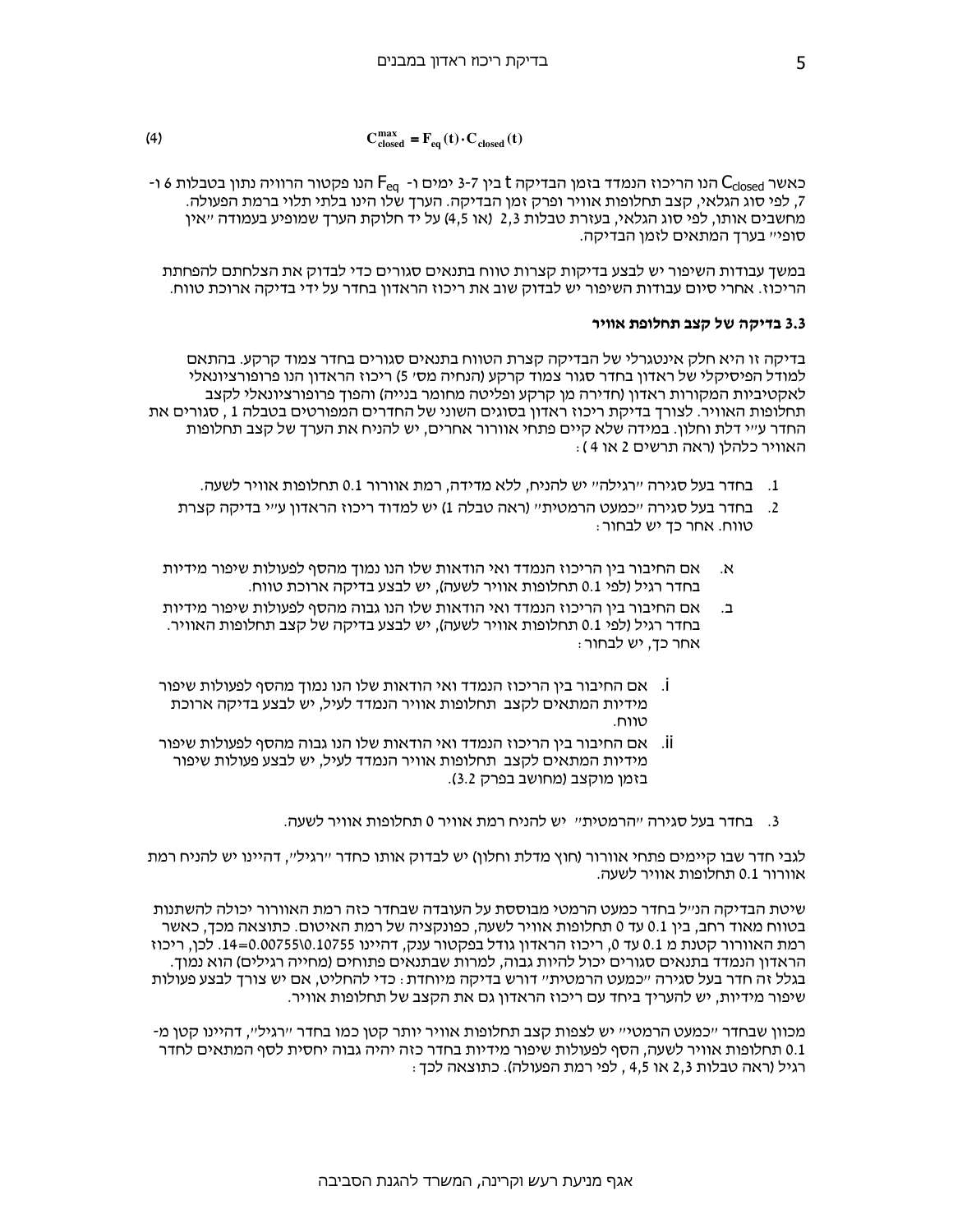$$C_{closed}^{max} = F_{eq}(t) \cdot C_{closed}(t) \quad (4)$$

כאשר $C_{closed}$ הנו הריכוז הנמדד בזמן הבדיקה t בין 7-3 ימים ו- $F_{eq}$ הנו פקטור הרוויה נתון בטבלות 6 ו-7, לפי סוג הגלאי, קצב תחלופות אוויר ופרק זמן הבדיקה. הערך שלו הינו בלתי תלוי ברמת הפעולה. מחשבים אותו, לפי סוג הגלאי, בעזרת טבלות 2,3 (או 4,5) על יד חלוקת הערך שמופיע בעמודה "אין סופי" בערך המתאים לזמן הבדיקה.

במשך עבודות השיפור יש לבצע בדיקות קצרות טווח בתנאים סגורים כדי לבדוק את הצלחתם להפחתת הריכוז. אחרי סיום עבודות השיפור יש לבדוק שוב את ריכוז הראדון בחדר על ידי בדיקה ארוכת טווח.

### 3.3 בדיקה של קצב תחלופת אוויר

בדיקה זו היא חלק אינטגרלי של הבדיקה קצרת הטווח בתנאים סגורים בחדר צמוד קרקע. בהתאם למודל הפיסיקלי של ראדון בחדר סגור צמוד קרקע (הנחיה מס' 5) ריכוז הראדון הנו פרופורציונאלי לאקטיביות המקורות ראדון (חדירה מן קרקע ופליטה מחומר בנייה) והפוך פרופורציונאלי לקצב תחלופות האוויר. לצורך בדיקת ריכוז ראדון בסוגים השוני של החדרים המפורטים בטבלה 1 , סגורים את החדר ע"י דלת וחלון. במידה שלא קיים פתחי אוורור אחרים, יש להניח את הערך של קצב תחלופות האוויר כלהלן (ראה תרשים 2 או 4 ):

1. בחדר בעל סגירה "רגילה" יש להניח, ללא מדידה, רמת אוורור 0.1 תחלופות אוויר לשעה.
2. בחדר בעל סגירה "כמעט הרמטית" (ראה טבלה 1) יש למדוד ריכוז הראדון ע"י בדיקה קצרת טווח. אחר כך יש לבחור:

   א. אם החיבור בין הריכוז הנמדד ואי הודאות שלו הנו נמוך מהסף לפעולות שיפור מידיות בחדר רגיל (לפי 0.1 תחלופות אוויר לשעה), יש לבצע בדיקה ארוכת טווח.

   ב. אם החיבור בין הריכוז הנמדד ואי הודאות שלו הנו גבוה מהסף לפעולות שיפור מידיות בחדר רגיל (לפי 0.1 תחלופות אוויר לשעה), יש לבצע בדיקה של קצב תחלופות האוויר. אחר כך, יש לבחור:

      i. אם החיבור בין הריכוז הנמדד ואי הודאות שלו הנו נמוך מהסף לפעולות שיפור מידיות המתאים לקצב תחלופות אוויר הנמדד לעיל, יש לבצע בדיקה ארוכת טווח.

      ii. אם החיבור בין הריכוז הנמדד ואי הודאות שלו הנו גבוה מהסף לפעולות שיפור מידיות המתאים לקצב תחלופות אוויר הנמדד לעיל, יש לבצע פעולות שיפור בזמן מוקצב (מחושב בפרק 3.2).

3. בחדר בעל סגירה "הרמטית" יש להניח רמת אוויר 0 תחלופות אוויר לשעה.

לגבי חדר שבו קיימים פתחי אוורור (חוץ מדלת וחלון) יש לבדוק אותו כחדר "רגיל", דהיינו יש להניח רמת אוורור 0.1 תחלופות אוויר לשעה.

שיטת הבדיקה הנ"ל בחדר כמעט הרמטי מבוססת על העובדה שבחדר כזה רמת האוורור יכולה להשתנות בטווח מאוד רחב, בין 0.1 עד 0 תחלופות אוויר לשעה, כפונקציה של רמת האיטום. כתוצאה מכך, כאשר רמת האוורור קטנת מ 0.1 עד 0, ריכוז הראדון גודל בפקטור ענק, דהיינו 0.10755\0.00755=14. לכן, ריכוז הראדון הנמדד בתנאים סגורים יכול להיות גבוה, למרות שבתנאים פתוחים (מחייה רגילים) הוא נמוך. בגלל זה חדר בעל סגירה "כמעט הרמטית" דורש בדיקה מיוחדת: כדי להחליט, אם יש צורך לבצע פעולות שיפור מידיות, יש להעריך ביחד עם ריכוז הראדון גם את הקצב של תחלופות אוויר.

מכוון שבחדר "כמעט הרמטי" יש לצפות קצב תחלופות אוויר יותר קטן כמו בחדר "רגיל", דהיינו קטן מ-0.1 תחלופות אוויר לשעה, הסף לפעולות שיפור מידיות בחדר כזה יהיה גבוה יחסית לסף המתאים לחדר רגיל (ראה טבלות 2,3 או 4,5 , לפי רמת הפעולה). כתוצאה לכך: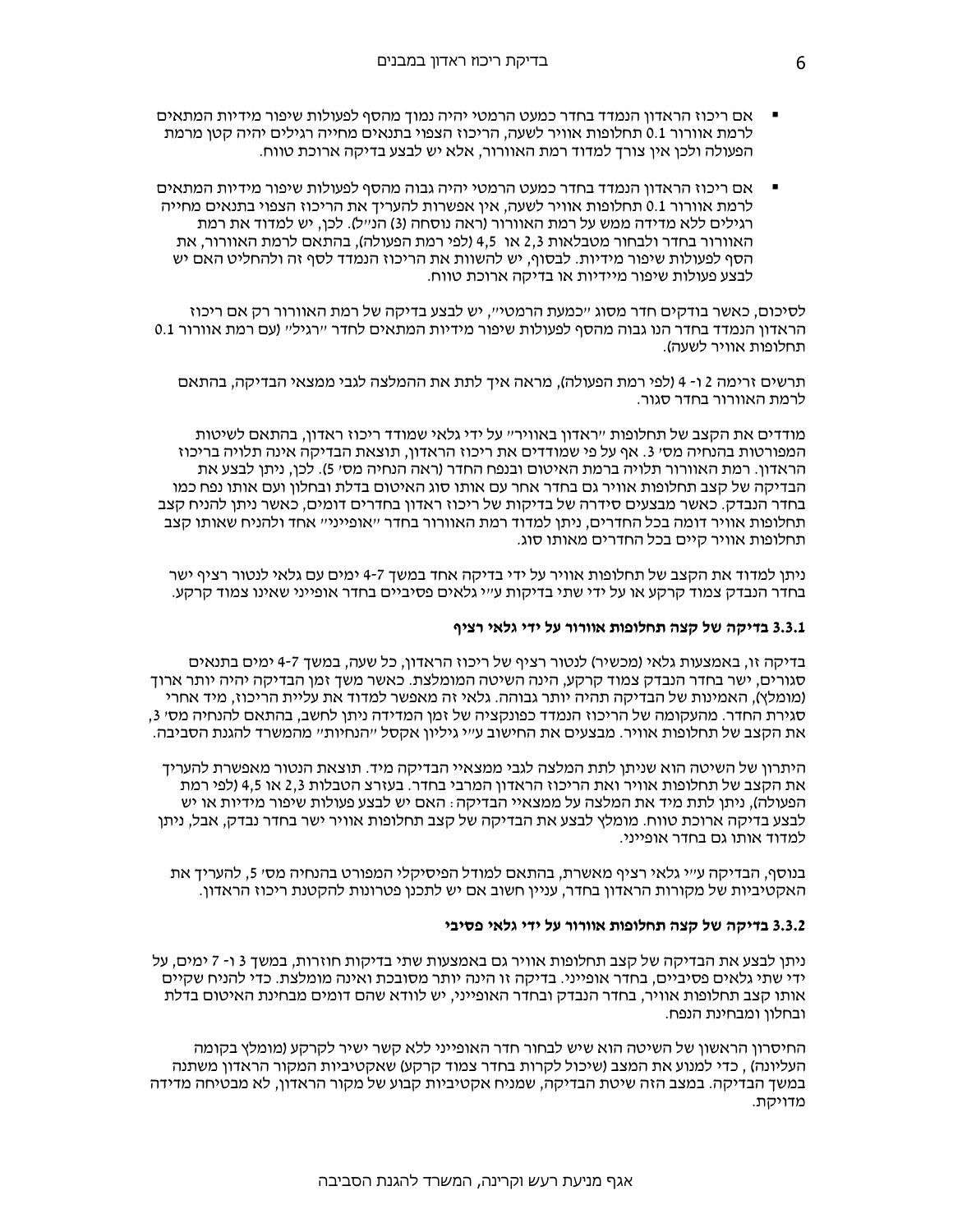- אם ריכוז הראדון הנמדד בחדר כמעט הרמטי יהיה נמוך מהסף לפעולות שיפור מידיות המתאים לרמת אוורור 0.1 תחלופות אוויר לשעה, הריכוז הצפוי בתנאים מחייה רגילים יהיה קטן מרמת הפעולה ולכן אין צורך למדוד רמת האוורור, אלא יש לבצע בדיקה ארוכת טווח.

- אם ריכוז הראדון הנמדד בחדר כמעט הרמטי יהיה גבוה מהסף לפעולות שיפור מידיות המתאים לרמת אוורור 0.1 תחלופות אוויר לשעה, אין אפשרות להעריך את הריכוז הצפוי בתנאים מחייה רגילים ללא מדידה ממש על רמת האוורור (ראה נוסחה (3) הנ"ל). לכן, יש למדוד את רמת האוורור בחדר ולבחור מטבלאות 2,3 או 4,5 (לפי רמת הפעולה), בהתאם לרמת האוורור, את הסף לפעולות שיפור מידיות. לבסוף, יש להשוות את הריכוז הנמדד לסף זה ולהחליט האם יש לבצע פעולות שיפור מיידיות או בדיקה ארוכת טווח.

לסיכום, כאשר בודקים חדר מסוג "כמעט הרמטי", יש לבצע בדיקה של רמת האוורור רק אם ריכוז הראדון הנמדד בחדר הנו גבוה מהסף לפעולות שיפור מידיות המתאים לחדר "רגיל" (עם רמת אוורור 0.1 תחלופות אוויר לשעה).

תרשים זרימה 2 ו- 4 (לפי רמת הפעולה), מראה איך לתת את ההמלצה לגבי ממצאי הבדיקה, בהתאם לרמת האוורור בחדר סגור.

מודדים את הקצב של תחלופות "ראדון באוויר" על ידי גלאי שמודד ריכוז ראדון, בהתאם לשיטות המפורטות בהנחיה מס' 3. אף על פי שמודדים את ריכוז הראדון, תוצאת הבדיקה אינה תלויה בריכוז הראדון. רמת האוורור תלויה ברמת האיטום ובנפח החדר (ראה הנחיה מס' 5). לכן, ניתן לבצע את הבדיקה של קצב תחלופות אוויר גם בחדר אחר עם אותו סוג האיטום בדלת ובחלון ועם אותו נפח כמו בחדר הנבדק. כאשר מבצעים סידרה של בדיקות של ריכוז ראדון בחדרים דומים, כאשר ניתן להניח קצב תחלופות אוויר דומה בכל החדרים, ניתן למדוד רמת האוורור בחדר "אופייני" אחד ולהניח שאותו קצב תחלופות אוויר קיים בכל החדרים מאותו סוג.

ניתן למדוד את הקצב של תחלופות אוויר על ידי בדיקה אחד במשך 7-4 ימים עם גלאי לנטור רציף ישר בחדר הנבדק צמוד קרקע או על ידי שתי בדיקות ע"י גלאים פסיביים בחדר אופייני שאינו צמוד קרקע.

### 3.3.1 בדיקה של קצה תחלופות אוורור על ידי גלאי רציף

בדיקה זו, באמצעות גלאי (מכשיר) לנטור רציף של ריכוז הראדון, כל שעה, במשך 7-4 ימים בתנאים סגורים, ישר בחדר הנבדק צמוד קרקע, הינה השיטה המומלצת. כאשר משך זמן הבדיקה יהיה יותר ארוך (מומלץ), האמינות של הבדיקה תהיה יותר גבוהה. גלאי זה מאפשר למדוד את עליית הריכוז, מיד אחרי סגירת החדר. מהעקומה של הריכוז הנמדד כפונקציה של זמן המדידה ניתן לחשב, בהתאם להנחיה מס' 3, את הקצב של תחלופות אוויר. מבצעים את החישוב ע"י גיליון אקסל "הנחיות" מהמשרד להגנת הסביבה.

היתרון של השיטה הוא שניתן לתת המלצה לגבי ממצאיי הבדיקה מיד. תוצאת הנטור מאפשרת להעריך את הקצב של תחלופות אוויר ואת הריכוז הראדון המרבי בחדר. בעזרצ הטבלות 2,3 או 4,5 (לפי רמת הפעולה), ניתן לתת מיד את המלצה על ממצאיי הבדיקה: האם יש לבצע פעולות שיפור מידיות או יש לבצע בדיקה ארוכת טווח. מומלץ לבצע את הבדיקה של קצב תחלופות אוויר ישר בחדר נבדק, אבל, ניתן למדוד אותו גם בחדר אופייני.

בנוסף, הבדיקה ע"י גלאי רציף מאשרת, בהתאם למודל הפיסיקלי המפורט בהנחיה מס' 5, להעריך את האקטיביות של מקורות הראדון בחדר, עניין חשוב אם יש לתכנן פטרונות להקטנת ריכוז הראדון.

### 3.3.2 בדיקה של קצה תחלופות אוורור על ידי גלאי פסיבי

ניתן לבצע את הבדיקה של קצב תחלופות אוויר גם באמצעות שתי בדיקות חוזרות, במשך 3 ו- 7 ימים, על ידי שתי גלאים פסיביים, בחדר אופייני. בדיקה זו הינה יותר מסובכת ואינה מומלצת. כדי להניח שקיים אותו קצב תחלופות אוויר, בחדר הנבדק ובחדר האופייני, יש לוודא שהם דומים מבחינת האיטום בדלת ובחלון ומבחינת הנפח.

החיסרון הראשון של השיטה הוא שיש לבחור חדר האופייני ללא קשר ישיר לקרקע (מומלץ בקומה העליונה), כדי למנוע את המצב (שיכול לקרות בחדר צמוד קרקע) שאקטיביות המקור הראדון משתנה במשך הבדיקה. במצב הזה שיטת הבדיקה, שמניח אקטיביות קבוע של מקור הראדון, לא מבטיחה מדידה מדויקת.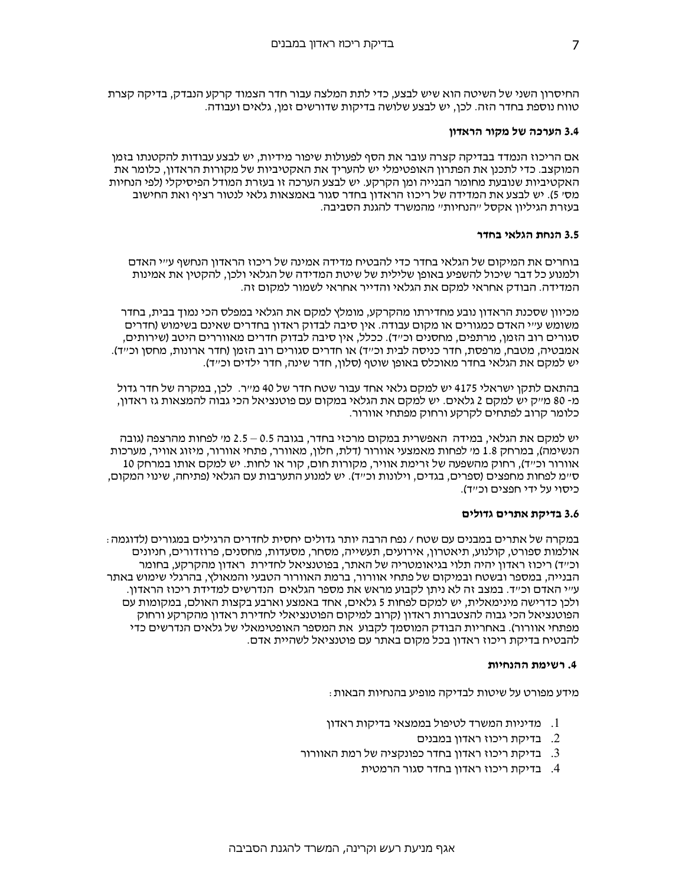החיסרון השני של השיטה הוא שיש לבצע, כדי לתת המלצה עבור חדר הצמוד קרקע הנבדק, בדיקה קצרת טווח נוספת בחדר הזה. לכן, יש לבצע שלושה בדיקות שדורשים זמן, גלאים ועבודה.

### 3.4 הערכה של מקור הראדון

אם הריכוז הנמדד בבדיקה קצרה עובר את הסף לפעולות שיפור מידיות, יש לבצע עבודות להקטנתו בזמן המוקצב. כדי לתכנן את הפתרון האופטימלי יש להעריך את האקטיביות של מקורות הראדון, כלומר את האקטיביות שנובעת מחומר הבנייה ומן הקרקע. יש לבצע הערכה זו בעזרת המודל הפיסיקלי (לפי הנחיות מס' 5). יש לבצע את המדידה של ריכוז הראדון בחדר סגור באמצאות גלאי לנטור רציף ואת החישוב בעזרת הגיליון אקסל "הנחיות" מהמשרד להגנת הסביבה.

### 3.5 הנחת הגלאי בחדר

בוחרים את המיקום של הגלאי בחדר כדי להבטיח מדידה אמינה של ריכוז הראדון הנחשף ע"י האדם ולמנוע כל דבר שיכול להשפיע באופן שלילית של שיטת המדידה של הגלאי ולכן, להקטין את אמינות המדידה. הבודק אחראי למקם את הגלאי והדייר אחראי לשמור למקום זה.

מכיוון שסכנת הראדון נובע מחדירתו מהקרקע, מומלץ למקם את הגלאי במפלס הכי נמוך בבית, בחדר משומש ע"י האדם כמגורים או מקום עבודה. אין סיבה לבדוק ריכוז ראדון בחדרים שאינם בשימוש (חדרים סגורים רוב הזמן, מרתפים, מחסנים וכ"ד). ככלל, אין סיבה לבדוק חדרים מאווררים היטב (שירותים, אמבטיה, מטבח, מרפסת, חדר כניסה לבית וכ"ד) או חדרים סגורים רוב הזמן (חדר ארונות, מחסן וכ"ד). יש למקם את הגלאי בחדר מאוכלס באופן שוטף (סלון, חדר שינה, חדר ילדים וכ"ד).

בהתאם לתקן ישראלי 4175 יש למקם גלאי אחד עבור שטח חדר של 40 מ"ר. לכן, במקרה של חדר גדול מ- 80 מ"ק יש למקם 2 גלאים. יש למקם את הגלאי במקום עם פוטנציאל הכי גבוה להמצאות גז ראדון, כלומר קרוב לפתחים לקרקע ורחוק מפתחי אוורור.

יש למקם את הגלאי, במידה האפשרית במקום מרכזי בחדר, בגובה 0.5 – 2.5 מ' לפחות מהרצפה (גובה הנשימה), במרחק 1.8 מ' לפחות מאמצעי אוורור (דלת, חלון, מאוורר, פתחי אוורור, מיזוג אוויר, מערכות אוורור וכ"ד), רחוק מהשפעה של זרימת אוויר, מקורות חום, קור או לחות. יש למקם אותו במרחק 10 ס"מ לפחות מחפצים (ספרים, בגדים, וילונות וכ"ד). יש למנוע התערבות עם הגלאי (פתיחה, שינוי המקום, כיסוי על ידי חפצים וכ"ד).

### 3.6 בדיקת אתרים גדולים

במקרה של אתרים במבנים עם שטח / נפח הרבה יותר גדולים יחסית לחדרים הרגילים במגורים (לדוגמה: אולמות ספורט, קולנוע, תיאטרון, אירועים, תעשייה, מסחר, מסעדות, מחסנים, פרוזדורים, חניונים וכ"ד) ריכוז ראדון יהיה תלוי בגיאומטריה של האתר, בפוטנציאל לחדירת ראדון מהקרקע, בחומר הבנייה, במספר ובשטח ובמיקום של פתחי אוורור, ברמת האוורור הטבעי והמאולץ, בהרגלי שימוש באתר ע"י האדם וכ"ד. במצב זה לא ניתן לקבוע מראש את מספר הגלאים הנדרשים למדידת ריכוז הראדון. ולכן כדרישה מינימאלית, יש למקם לפחות 5 גלאים, אחד באמצע וארבע בקצות האולם, במקומות עם הפוטנציאל הכי גבוה להצטברות ראדון (קרוב למיקום הפוטנציאלי לחדירת ראדון מהקרקע ורחוק מפתחי אוורור). באחריות הבודק המוסמך לקבוע את המספר האופטימאלי של גלאים הנדרשים כדי להבטיח בדיקת ריכוז ראדון בכל מקום באתר עם פוטנציאל לשהיית אדם.

## 4. רשימת ההנחיות

מידע מפורט על שיטות לבדיקה מופיע בהנחיות הבאות:

1. מדיניות המשרד לטיפול בממצאי בדיקות ראדון
2. בדיקת ריכוז ראדון במבנים
3. בדיקת ריכוז ראדון בחדר כפונקציה של רמת האוורור
4. בדיקת ריכוז ראדון בחדר סגור הרמטית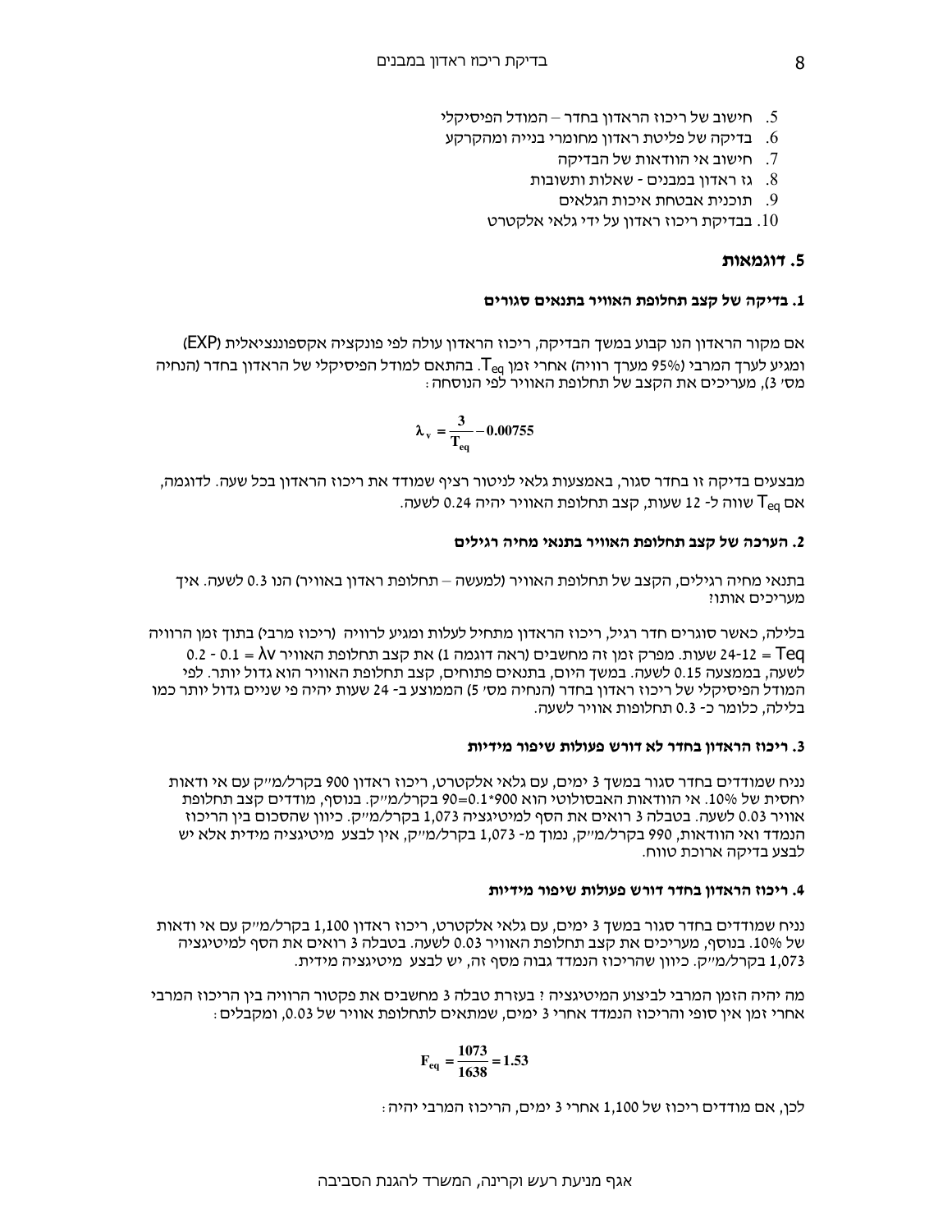5. חישוב של ריכוז הראדון בחדר – המודל הפיסיקלי
6. בדיקה של פליטת ראדון מחומרי בנייה ומהקרקע
7. חישוב אי הוודאות של הבדיקה
8. גז ראדון במבנים - שאלות ותשובות
9. תוכנית אבטחת איכות הגלאים
10. בבדיקת ריכוז ראדון על ידי גלאי אלקטרט

## 5. דוגמאות

### 1. בדיקה של קצב תחלופת האוויר בתנאים סגורים

אם מקור הראדון הנו קבוע במשך הבדיקה, ריכוז הראדון עולה לפי פונקציה אקספוננציאלית (EXP) ומגיע לערך המרבי (95% מערך רוויה) אחרי זמן $T_{eq}$. בהתאם למודל הפיסיקלי של הראדון בחדר (הנחיה מס' 3), מעריכים את הקצב של תחלופת האוויר לפי הנוסחה:

$$\lambda_v = \frac{3}{T_{eq}} - 0.00755$$

מבצעים בדיקה זו בחדר סגור, באמצעות גלאי לניטור רציף שמודד את ריכוז הראדון בכל שעה. לדוגמה, אם $T_{eq}$ שווה ל- 12 שעות, קצב תחלופת האוויר יהיה 0.24 לשעה.

### 2. הערכה של קצב תחלופת האוויר בתנאי מחיה רגילים

בתנאי מחיה רגילים, הקצב של תחלופת האוויר (למעשה – תחלופת ראדון באוויר) הנו 0.3 לשעה. איך מעריכים אותו?

בלילה, כאשר סוגרים חדר רגיל, ריכוז הראדון מתחיל לעלות ומגיע לרוויה (ריכוז מרבי) בתוך זמן הרוויה Teq = 12-24 שעות. מפרק זמן זה מחשבים (ראה דוגמה 1) את קצב תחלופת האוויר $\lambda v = 0.1 - 0.2$ לשעה, בממוצע 0.15 לשעה. במשך היום, בתנאים פתוחים, קצב תחלופת האוויר הוא גדול יותר. לפי המודל הפיסיקלי של ריכוז ראדון בחדר (הנחיה מס' 5) הממוצע ב- 24 שעות יהיה פי שניים גדול יותר כמו בלילה, כלומר כ- 0.3 תחלופות אוויר לשעה.

### 3. ריכוז הראדון בחדר לא דורש פעולות שיפור מידיות

נניח שמודדים בחדר סגור במשך 3 ימים, עם גלאי אלקטרט, ריכוז ראדון 900 בקרל/מ"ק עם אי ודאות יחסית של 10%. אי הוודאות האבסולוטי הוא 0.1*900=90 בקרל/מ"ק. בנוסף, מודדים קצב תחלופת אוויר 0.03 לשעה. בטבלה 3 רואים את הסף למיטיגציה 1,073 בקרל/מ"ק. כיוון שהסכום בין הריכוז הנמדד ואי הוודאות, 990 בקרל/מ"ק, נמוך מ- 1,073 בקרל/מ"ק, אין לבצע מיטיגציה מידית אלא יש לבצע בדיקה ארוכת טווח.

### 4. ריכוז הראדון בחדר דורש פעולות שיפור מידיות

נניח שמודדים בחדר סגור במשך 3 ימים, עם גלאי אלקטרט, ריכוז ראדון 1,100 בקרל/מ"ק עם אי ודאות של 10%. בנוסף, מעריכים את קצב תחלופת האוויר 0.03 לשעה. בטבלה 3 רואים את הסף למיטיגציה 1,073 בקרל/מ"ק. כיוון שהריכוז הנמדד גבוה מסף זה, יש לבצע מיטיגציה מידית.

מה יהיה הזמן המרבי לביצוע המיטיגציה? בעזרת טבלה 3 מחשבים את פקטור הרוויה בין הריכוז המרבי אחרי זמן אין סופי והריכוז הנמדד אחרי 3 ימים, שמתאים לתחלופת אוויר של 0.03, ומקבלים:

$$F_{eq} = \frac{1073}{1638} = 1.53$$

לכן, אם מודדים ריכוז של 1,100 אחרי 3 ימים, הריכוז המרבי יהיה: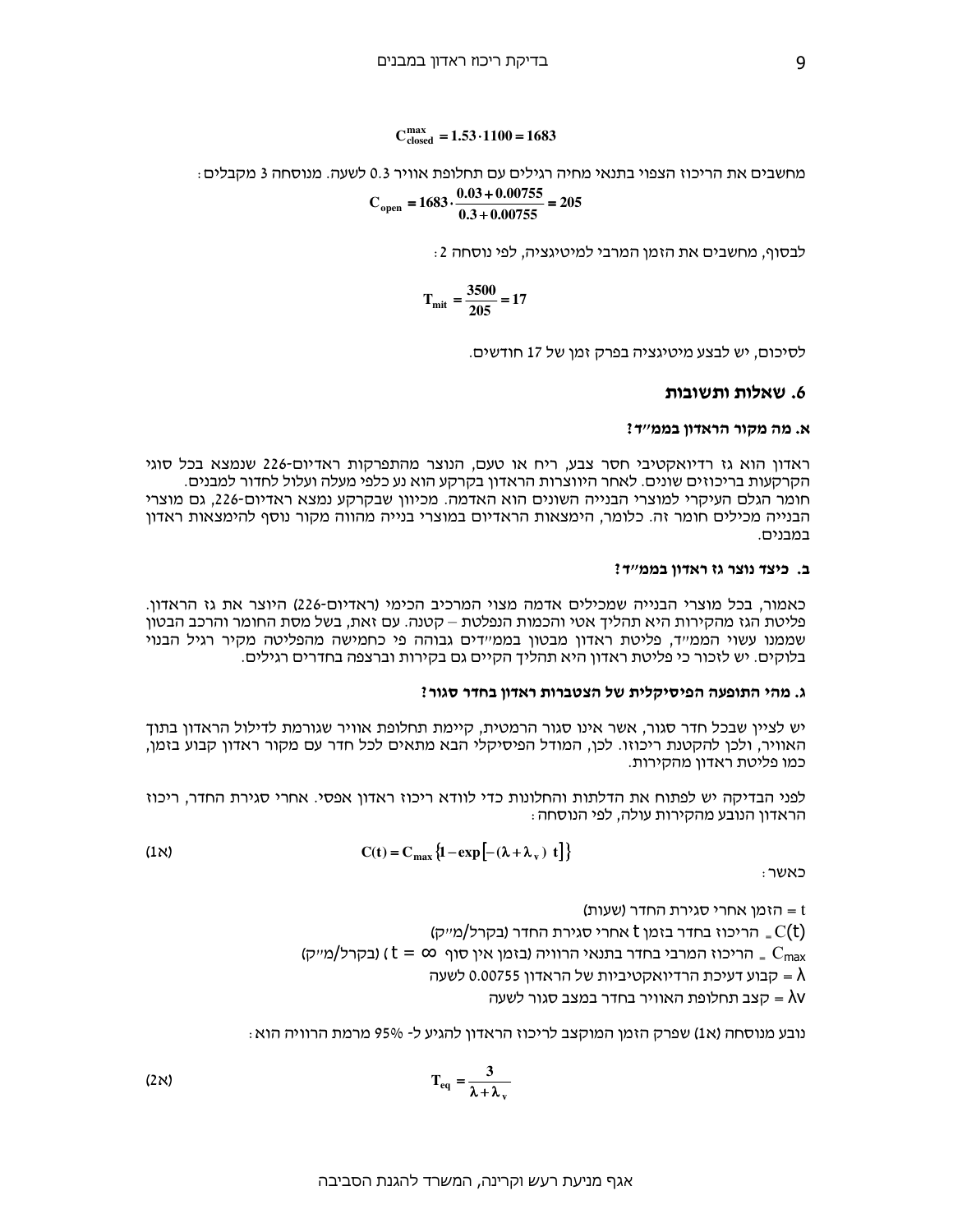$$C_{closed}^{max} = 1.53 \cdot 1100 = 1683$$

מחשבים את הריכוז הצפוי בתנאי מחיה רגילים עם תחלופת אוויר 0.3 לשעה. מנוסחה 3 מקבלים:

$$C_{open} = 1683 \cdot \frac{0.03 + 0.00755}{0.3 + 0.00755} = 205$$

לבסוף, מחשבים את הזמן המרבי למיטיגציה, לפי נוסחה 2:

$$T_{mit} = \frac{3500}{205} = 17$$

לסיכום, יש לבצע מיטיגציה בפרק זמן של 17 חודשים.

## 6. שאלות ותשובות

### א. מה מקור הראדון בממ"ד?

ראדון הוא גז רדיואקטיבי חסר צבע, ריח או טעם, הנוצר מהתפרקות ראדיום-226 שנמצא בכל סוגי הקרקעות בריכוזים שונים. לאחר היווצרות הראדון בקרקע הוא נע כלפי מעלה ועלול לחדור למבנים. חומר הגלם העיקרי למוצרי הבנייה השונים הוא האדמה. מכיוון שבקרקע נמצא ראדיום-226, גם מוצרי הבנייה מכילים חומר זה. כלומר, הימצאות הראדיום במוצרי בנייה מהווה מקור נוסף להימצאות ראדון במבנים.

### ב. כיצד נוצר גז ראדון בממ"ד?

כאמור, בכל מוצרי הבנייה שמכילים אדמה מצוי המרכיב הכימי (ראדיום-226) היוצר את גז הראדון. פליטת הגז מהקירות היא תהליך אטי והכמות הנפלטת – קטנה. עם זאת, בשל מסת החומר והרכב הבטון שממנו עשוי הממ"ד, פליטת ראדון מבטון בממ"דים גבוהה פי כחמישה מהפליטה מקיר רגיל הבנוי בלוקים. יש לזכור כי פליטת ראדון היא תהליך הקיים גם בקירות וברצפה בחדרים רגילים.

### ג. מהי התופעה הפיסיקלית של הצטברות ראדון בחדר סגור?

יש לציין שבכל חדר סגור, אשר אינו סגור הרמטית, קיימת תחלופת אוויר שגורמת לדילול הראדון בתוך האוויר, ולכן להקטנת ריכוזו. לכן, המודל הפיסיקלי הבא מתאים לכל חדר עם מקור ראדון קבוע בזמן, כמו פליטת ראדון מהקירות.

לפני הבדיקה יש לפתוח את הדלתות והחלונות כדי לוודא ריכוז ראדון אפסי. אחרי סגירת החדר, ריכוז הראדון הנובע מהקירות עולה, לפי הנוסחה:

$$C(t) = C_{max}\left\{1 - \exp\left[-(\lambda + \lambda_v)\ t\right]\right\} \qquad \text{(1א)}$$

כאשר:

$t$ = הזמן אחרי סגירת החדר (שעות)

$C(t)$ = הריכוז בחדר בזמן $t$ אחרי סגירת החדר (בקרל/מ"ק)

$C_{max}$ = הריכוז המרבי בחדר בתנאי הרוויה (בזמן אין סוף $t = \infty$) (בקרל/מ"ק)

$\lambda$ = קבוע דעיכת הרדיואקטיביות של הראדון 0.00755 לשעה

$\lambda v$ = קצב תחלופת האוויר בחדר במצב סגור לשעה

נובע מנוסחה (1א) שפרק הזמן המוקצב לריכוז הראדון להגיע ל- 95% מרמת הרוויה הוא:

$$T_{eq} = \frac{3}{\lambda + \lambda_v} \qquad \text{(2א)}$$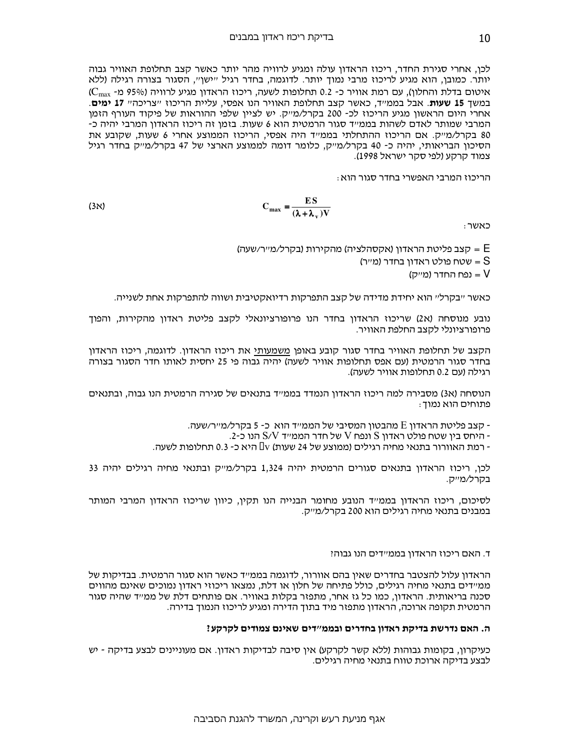לכן, אחרי סגירת החדר, ריכוז הראדון עולה ומגיע לרוויה מהר יותר כאשר קצב תחלופת האוויר גבוה יותר. כמובן, הוא מגיע לריכוז מרבי נמוך יותר. לדוגמה, בחדר רגיל "ישן", הסגור בצורה רגילה (ללא איטום בדלת והחלון), עם רמת אוויר כ- 0.2 תחלופות לשעה, ריכוז הראדון מגיע לרוויה (95% מ- $C_{max}$) במשך **15 שעות**. אבל בממ"ד, כאשר קצב תחלופת האוויר הנו אפסי, עליית הריכוז "צריכה" **17 ימים**. אחרי היום הראשון מגיע הריכוז לכ- 200 בקרל/מ"ק. יש לציין שלפי ההוראות של פיקוד העורף הזמן המרבי שמותר לאדם לשהות בממ"ד סגור הרמטית הוא 6 שעות. בזמן זה ריכוז הראדון המרבי יהיה כ- 80 בקרל/מ"ק. אם הריכוז ההתחלתי בממ"ד היה אפסי, הריכוז הממוצע אחרי 6 שעות, שקובע את הסיכון הבריאותי, יהיה כ- 40 בקרל/מ"ק, כלומר דומה לממוצע הארצי של 47 בקרל/מ"ק בחדר רגיל צמוד קרקע (לפי סקר ישראל 1998).

הריכוז המרבי האפשרי בחדר סגור הוא:

$$C_{max} = \frac{ES}{(\lambda + \lambda_v)V} \qquad (3א)$$

כאשר:

E = קצב פליטת הראדון (אקסהלציה) מהקירות (בקרל/מ"ר/שעה)

S = שטח פולט ראדון בחדר (מ"ר)

V = נפח החדר (מ"ק)

כאשר "בקרל" הוא יחידת מדידה של קצב התפרקות רדיואקטיבית ושווה להתפרקות אחת לשנייה.

נובע מנוסחה (2א) שריכוז הראדון בחדר הנו פרופורציונאלי לקצב פליטת ראדון מהקירות, והפוך פרופורציונלי לקצב החלפת האוויר.

הקצב של תחלופת האוויר בחדר סגור קובע באופן <u>משמעותי</u> את ריכוז הראדון. לדוגמה, ריכוז הראדון בחדר סגור הרמטית (עם אפס תחלופות אוויר לשעה) יהיה גבוה פי 25 יחסית לאותו חדר הסגור בצורה רגילה (עם 0.2 תחלופות אוויר לשעה).

הנוסחה (3א) מסבירה למה ריכוז הראדון הנמדד בממ"ד בתנאים של סגירה הרמטית הנו גבוה, ובתנאים פתוחים הוא נמוך:

- קצב פליטת הראדון E מהבטון המסיבי של הממ"ד הוא כ- 5 בקרל/מ"ר/שעה.
- היחס בין שטח פולט ראדון S ונפח V של חדר הממ"ד S/V הנו כ-2.
- רמת האוורור בתנאי מחיה רגילים (ממוצע של 24 שעות) $\lambda_v$ היא כ- 0.3 תחלופות לשעה.

לכן, ריכוז הראדון בתנאים סגורים הרמטית יהיה 1,324 בקרל/מ"ק ובתנאי מחיה רגילים יהיה 33 בקרל/מ"ק.

לסיכום, ריכוז הראדון בממ"ד הנובע מחומר הבנייה הנו תקין, כיוון שריכוז הראדון המרבי המותר במבנים בתנאי מחיה רגילים הוא 200 בקרל/מ"ק.

ד. האם ריכוז הראדון בממ"דים הנו גבוה?

הראדון עלול להצטבר בחדרים שאין בהם אוורור, לדוגמה בממ"ד כאשר הוא סגור הרמטית. בבדיקות של ממ"דים בתנאי מחיה רגילים, כולל פתיחה של חלון או דלת, נמצאו ריכוזי ראדון נמוכים שאינם מהווים סכנה בריאותית. הראדון, כמו כל גז אחר, מתפזר בקלות באוויר. אם פותחים דלת של ממ"ד שהיה סגור הרמטית תקופה ארוכה, הראדון מתפזר מיד בתוך הדירה ומגיע לריכוז הנמוך בדירה.

**ה. האם נדרשת בדיקת ראדון בחדרים ובממ"דים שאינם צמודים לקרקע?**

כעיקרון, בקומות גבוהות (ללא קשר לקרקע) אין סיבה לבדיקות ראדון. אם מעוניינים לבצע בדיקה - יש לבצע בדיקה ארוכת טווח בתנאי מחיה רגילים.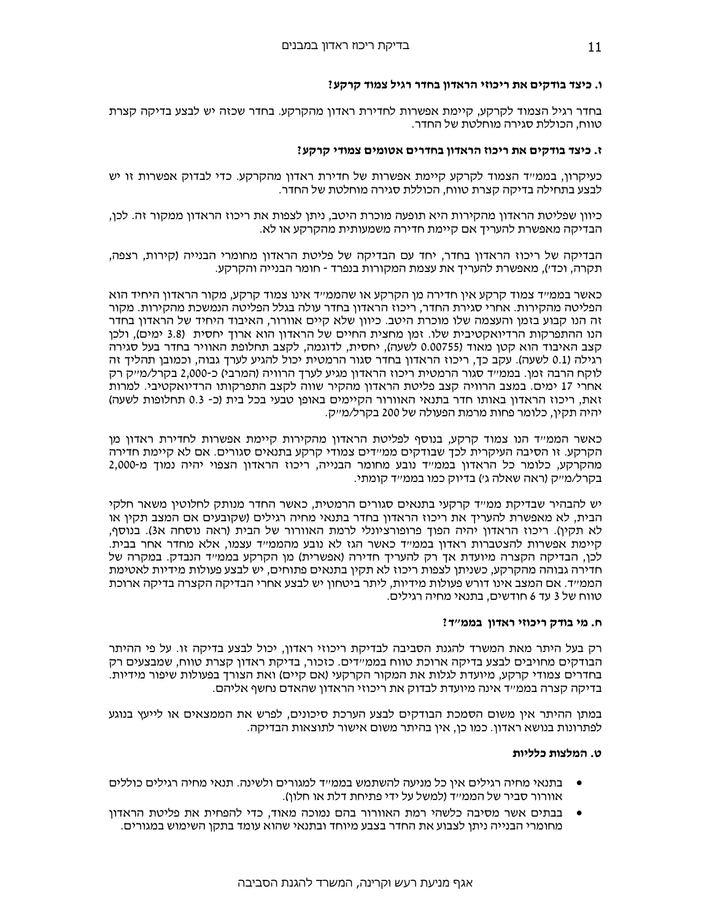### ו. כיצד בודקים את ריכוזי הראדון בחדר רגיל צמוד קרקע?

בחדר רגיל הצמוד לקרקע, קיימת אפשרות לחדירת ראדון מהקרקע. בחדר שכזה יש לבצע בדיקה קצרת טווח, הכוללת סגירה מוחלטת של החדר.

### ז. כיצד בודקים את ריכוז הראדון בחדרים אטומים צמודי קרקע?

כעיקרון, בממ״ד הצמוד לקרקע קיימת אפשרות של חדירת ראדון מהקרקע. כדי לבדוק אפשרות זו יש לבצע בתחילה בדיקה קצרת טווח, הכוללת סגירה מוחלטת של החדר.

כיוון שפליטת הראדון מהקירות היא תופעה מוכרת היטב, ניתן לצפות את ריכוז הראדון ממקור זה. לכן, הבדיקה מאפשרת להעריך אם קיימת חדירה משמעותית מהקרקע או לא.

הבדיקה של ריכוז הראדון בחדר, יחד עם הבדיקה של פליטת הראדון מחומרי הבנייה (קירות, רצפה, תקרה, וכדי), מאפשרת להעריך את עצמת המקורות בנפרד - חומר הבנייה והקרקע.

כאשר בממ״ד צמוד קרקע אין חדירה מן הקרקע או שהממ״ד אינו צמוד קרקע, מקור הראדון היחיד הוא הפליטה מהקירות. אחרי סגירת החדר, ריכוז הראדון בחדר עולה בגלל הפליטה הנמשכת מהקירות. מקור זה הנו קבוע בזמן והעצמה שלו מוכרת היטב. כיוון שלא קיים אוורור, האיבוד היחיד של הראדון בחדר הנו ההתפרקות הרדיואקטיבית שלו. זמן מחצית החיים של הראדון הוא ארוך יחסית (3.8 ימים), ולכן קצב האיבוד הוא קטן מאוד (0.00755 לשעה), יחסית, לדוגמה, לקצב תחלופת האוויר בחדר בעל סגירה רגילה (0.1 לשעה). עקב כך, ריכוז הראדון בחדר סגור הרמטית יכול להגיע לערך גבוה, וכמובן תהליך זה לוקח הרבה זמן. בממ״ד סגור הרמטית ריכוז הראדון מגיע לערך הרוויה (המרבי) כ-2,000 בקרל/מ״ק רק אחרי 17 ימים. במצב הרוויה קצב פליטת הראדון מהקיר שווה לקצב התפרקותו הרדיואקטיבי. למרות זאת, ריכוז הראדון באותו חדר בתנאי האוורור הקיימים באופן טבעי בכל בית (כ- 0.3 תחלופות לשעה) יהיה תקין, כלומר פחות מרמת הפעולה של 200 בקרל/מ״ק.

כאשר הממ״ד הנו צמוד קרקע, בנוסף לפליטת הראדון מהקירות קיימת אפשרות לחדירת ראדון מן הקרקע. זו הסיבה העיקרית לכך שבודקים ממ״דים צמודי קרקע בתנאים סגורים. אם לא קיימת חדירה מהקרקע, כלומר כל הראדון בממ״ד נובע מחומר הבנייה, ריכוז הראדון הצפוי יהיה נמוך מ-2,000 בקרל/מ״ק (ראה שאלה ג׳) בדיוק כמו בממ״ד קומתי.

יש להבהיר שבדיקת ממ״ד קרקעי בתנאים סגורים הרמטית, כאשר החדר מנותק לחלוטין משאר חלקי הבית, לא מאפשרת להעריך את ריכוז הראדון בחדר בתנאי מחיה רגילים (שקובעים אם המצב תקין או לא תקין). ריכוז הראדון יהיה הפוך פרופורציונלי לרמת האוורור של הבית (ראה נוסחה א3). בנוסף, קיימת אפשרות להצטברות ראדון בממ״ד כאשר הגז לא נובע מהממ״ד עצמו, אלא מחדר אחר בבית. לכן, הבדיקה הקצרה מיועדת אך רק להעריך חדירה (אפשרית) מן הקרקע בממ״ד הנבדק. במקרה של חדירה גבוהה מהקרקע, כשניתן לצפות ריכוז לא תקין בתנאים פתוחים, יש לבצע פעולות מידיות לאטימת הממ״ד. אם המצב אינו דורש פעולות מידיות, ליתר ביטחון יש לבצע אחרי הבדיקה הקצרה בדיקה ארוכת טווח של 3 עד 6 חודשים, בתנאי מחיה רגילים.

### ח. מי בודק ריכוזי ראדון בממ״ד?

רק בעל היתר מאת המשרד להגנת הסביבה לבדיקת ריכוזי ראדון, יכול לבצע בדיקה זו. על פי ההיתר הבודקים מחויבים לבצע בדיקה ארוכת טווח בממ״דים. כזכור, בדיקת ראדון קצרת טווח, שמבצעים רק בחדרים צמודי קרקע, מיועדת לגלות את המקור הקרקעי (אם קיים) ואת הצורך בפעולות שיפור מידיות. בדיקה קצרה בממ״ד אינה מיועדת לבדוק את ריכוזי הראדון שהאדם נחשף אליהם.

במתן ההיתר אין משום הסמכת הבודקים לבצע הערכת סיכונים, לפרש את הממצאים או לייעץ בנוגע לפתרונות בנושא ראדון. כמו כן, אין בהיתר משום אישור לתוצאות הבדיקה.

### ט. המלצות כלליות

- בתנאי מחיה רגילים אין כל מניעה להשתמש בממ״ד למגורים ולשינה. תנאי מחיה רגילים כוללים אוורור סביר של הממ״ד (למשל על ידי פתיחת דלת או חלון).
- בבתים אשר מסיבה כלשהי רמת האוורור בהם נמוכה מאוד, כדי להפחית את פליטת הראדון מחומרי הבנייה ניתן לצבוע את החדר בצבע מיוחד ובתנאי שהוא עומד בתקן השימוש במגורים.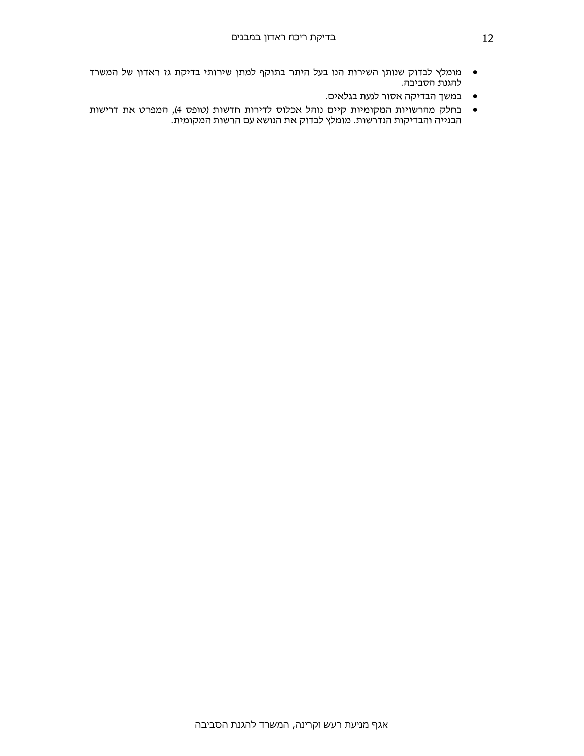- מומלץ לבדוק שנותן השירות הנו בעל היתר בתוקף למתן שירותי בדיקת גז ראדון של המשרד להגנת הסביבה.
- במשך הבדיקה אסור לגעת בגלאים.
- בחלק מהרשויות המקומיות קיים נוהל אכלוס לדירות חדשות (טופס 4), המפרט את דרישות הבנייה והבדיקות הנדרשות. מומלץ לבדוק את הנושא עם הרשות המקומית.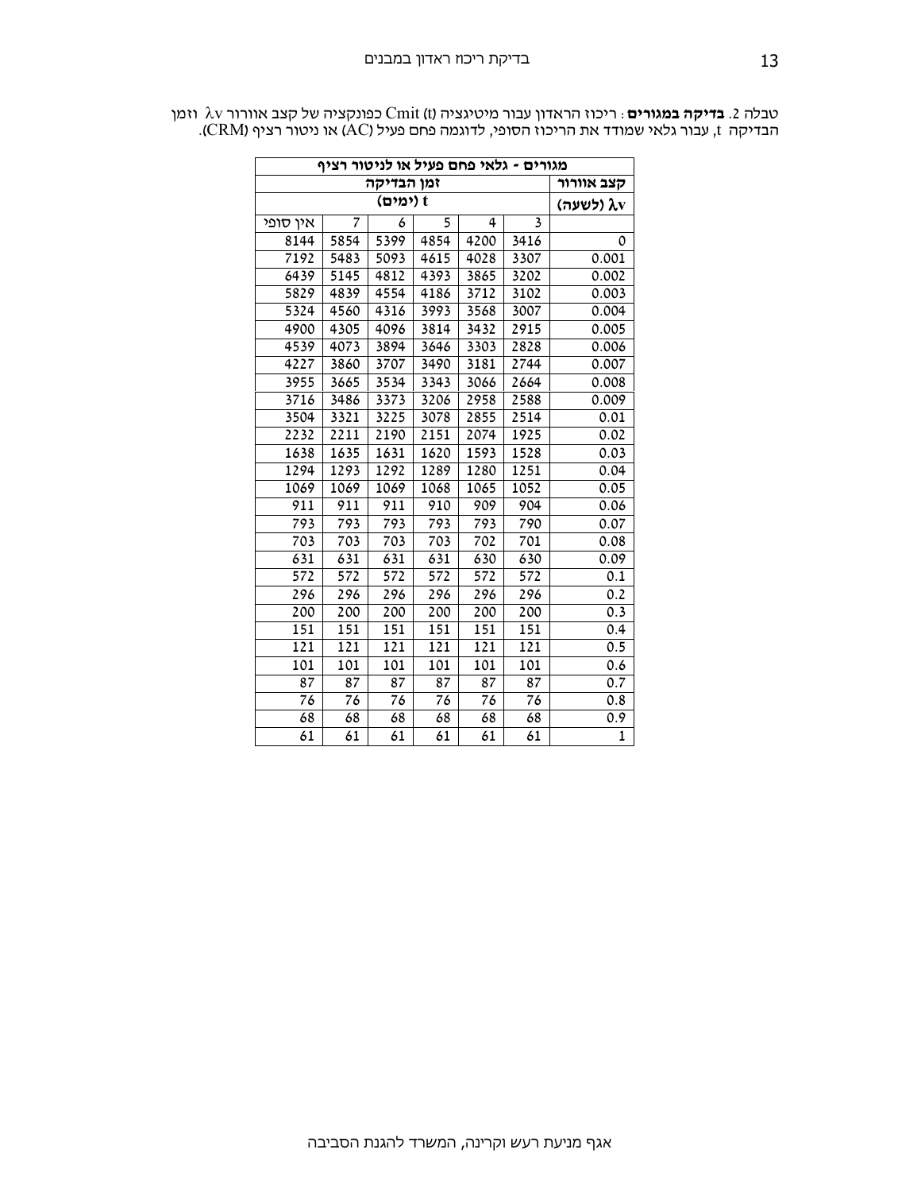טבלה 2. **בדיקה במגורים**: ריכוז הראדון עבור מיטיגציה Cmit (t) כפונקציה של קצב אוורור λv וזמן הבדיקה t, עבור גלאי שמודד את הריכוז הסופי, לדוגמה פחם פעיל (AC) או ניטור רציף (CRM).

| מגורים - גלאי פחם פעיל או לניטור רציף | | | | | | |
|---|---|---|---|---|---|---|
| קצב אוורור | זמן הבדיקה | | | | | |
| λv (לשעה) | t (ימים) | | | | | |
| | 3 | 4 | 5 | 6 | 7 | אין סופי |
| 0 | 3416 | 4200 | 4854 | 5399 | 5854 | 8144 |
| 0.001 | 3307 | 4028 | 4615 | 5093 | 5483 | 7192 |
| 0.002 | 3202 | 3865 | 4393 | 4812 | 5145 | 6439 |
| 0.003 | 3102 | 3712 | 4186 | 4554 | 4839 | 5829 |
| 0.004 | 3007 | 3568 | 3993 | 4316 | 4560 | 5324 |
| 0.005 | 2915 | 3432 | 3814 | 4096 | 4305 | 4900 |
| 0.006 | 2828 | 3303 | 3646 | 3894 | 4073 | 4539 |
| 0.007 | 2744 | 3181 | 3490 | 3707 | 3860 | 4227 |
| 0.008 | 2664 | 3066 | 3343 | 3534 | 3665 | 3955 |
| 0.009 | 2588 | 2958 | 3206 | 3373 | 3486 | 3716 |
| 0.01 | 2514 | 2855 | 3078 | 3225 | 3321 | 3504 |
| 0.02 | 1925 | 2074 | 2151 | 2190 | 2211 | 2232 |
| 0.03 | 1528 | 1593 | 1620 | 1631 | 1635 | 1638 |
| 0.04 | 1251 | 1280 | 1289 | 1292 | 1293 | 1294 |
| 0.05 | 1052 | 1065 | 1068 | 1069 | 1069 | 1069 |
| 0.06 | 904 | 909 | 910 | 911 | 911 | 911 |
| 0.07 | 790 | 793 | 793 | 793 | 793 | 793 |
| 0.08 | 701 | 702 | 703 | 703 | 703 | 703 |
| 0.09 | 630 | 630 | 631 | 631 | 631 | 631 |
| 0.1 | 572 | 572 | 572 | 572 | 572 | 572 |
| 0.2 | 296 | 296 | 296 | 296 | 296 | 296 |
| 0.3 | 200 | 200 | 200 | 200 | 200 | 200 |
| 0.4 | 151 | 151 | 151 | 151 | 151 | 151 |
| 0.5 | 121 | 121 | 121 | 121 | 121 | 121 |
| 0.6 | 101 | 101 | 101 | 101 | 101 | 101 |
| 0.7 | 87 | 87 | 87 | 87 | 87 | 87 |
| 0.8 | 76 | 76 | 76 | 76 | 76 | 76 |
| 0.9 | 68 | 68 | 68 | 68 | 68 | 68 |
| 1 | 61 | 61 | 61 | 61 | 61 | 61 |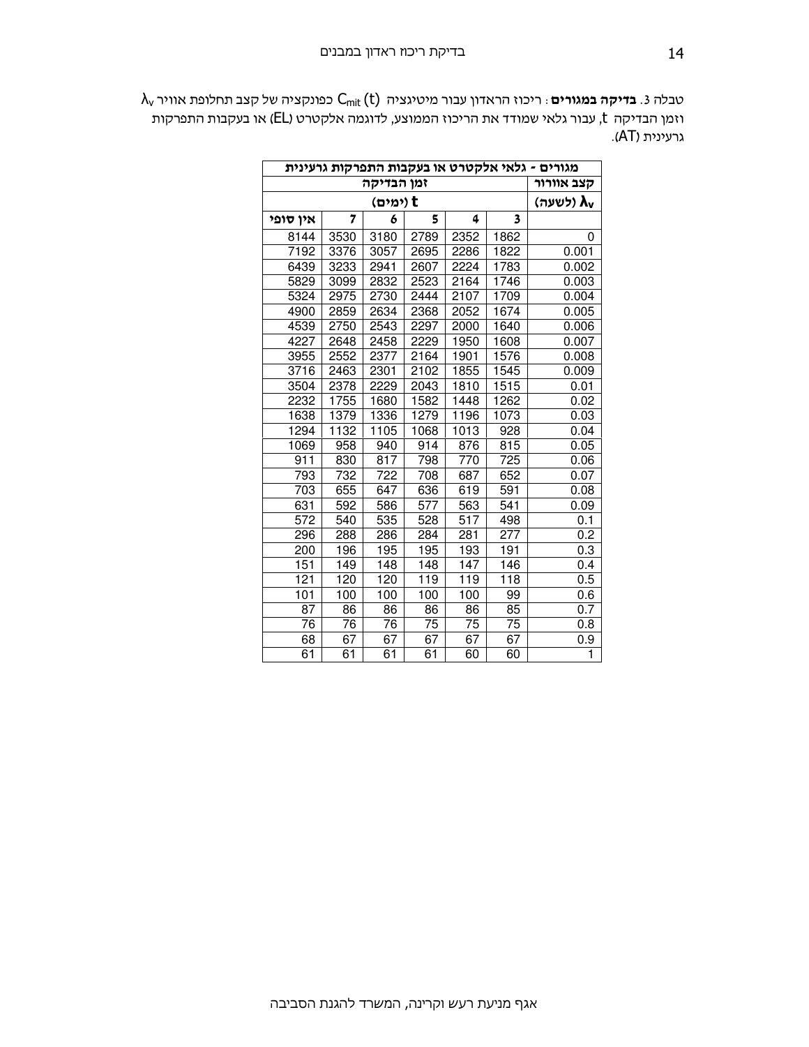טבלה 3. **בדיקה במגורים**: ריכוז הראדון עבור מיטיגציה $C_{mit}$ (t) כפונקציה של קצב תחלופת אוויר $\lambda_v$ וזמן הבדיקה t, עבור גלאי שמודד את הריכוז הממוצע, לדוגמה אלקטרט (EL) או בעקבות התפרקות גרעינית (AT).

| מגורים - גלאי אלקטרט או בעקבות התפרקות גרעינית | | | | | | |
|---|---|---|---|---|---|---|
| קצב אוורור | זמן הבדיקה | | | | | |
| $\lambda_v$ (לשעה) | t (ימים) | | | | | |
| | 3 | 4 | 5 | 6 | 7 | אין סופי |
| 0 | 1862 | 2352 | 2789 | 3180 | 3530 | 8144 |
| 0.001 | 1822 | 2286 | 2695 | 3057 | 3376 | 7192 |
| 0.002 | 1783 | 2224 | 2607 | 2941 | 3233 | 6439 |
| 0.003 | 1746 | 2164 | 2523 | 2832 | 3099 | 5829 |
| 0.004 | 1709 | 2107 | 2444 | 2730 | 2975 | 5324 |
| 0.005 | 1674 | 2052 | 2368 | 2634 | 2859 | 4900 |
| 0.006 | 1640 | 2000 | 2297 | 2543 | 2750 | 4539 |
| 0.007 | 1608 | 1950 | 2229 | 2458 | 2648 | 4227 |
| 0.008 | 1576 | 1901 | 2164 | 2377 | 2552 | 3955 |
| 0.009 | 1545 | 1855 | 2102 | 2301 | 2463 | 3716 |
| 0.01 | 1515 | 1810 | 2043 | 2229 | 2378 | 3504 |
| 0.02 | 1262 | 1448 | 1582 | 1680 | 1755 | 2232 |
| 0.03 | 1073 | 1196 | 1279 | 1336 | 1379 | 1638 |
| 0.04 | 928 | 1013 | 1068 | 1105 | 1132 | 1294 |
| 0.05 | 815 | 876 | 914 | 940 | 958 | 1069 |
| 0.06 | 725 | 770 | 798 | 817 | 830 | 911 |
| 0.07 | 652 | 687 | 708 | 722 | 732 | 793 |
| 0.08 | 591 | 619 | 636 | 647 | 655 | 703 |
| 0.09 | 541 | 563 | 577 | 586 | 592 | 631 |
| 0.1 | 498 | 517 | 528 | 535 | 540 | 572 |
| 0.2 | 277 | 281 | 284 | 286 | 288 | 296 |
| 0.3 | 191 | 193 | 195 | 195 | 196 | 200 |
| 0.4 | 146 | 147 | 148 | 148 | 149 | 151 |
| 0.5 | 118 | 119 | 119 | 120 | 120 | 121 |
| 0.6 | 99 | 100 | 100 | 100 | 100 | 101 |
| 0.7 | 85 | 86 | 86 | 86 | 86 | 87 |
| 0.8 | 75 | 75 | 75 | 76 | 76 | 76 |
| 0.9 | 67 | 67 | 67 | 67 | 67 | 68 |
| 1 | 60 | 60 | 61 | 61 | 61 | 61 |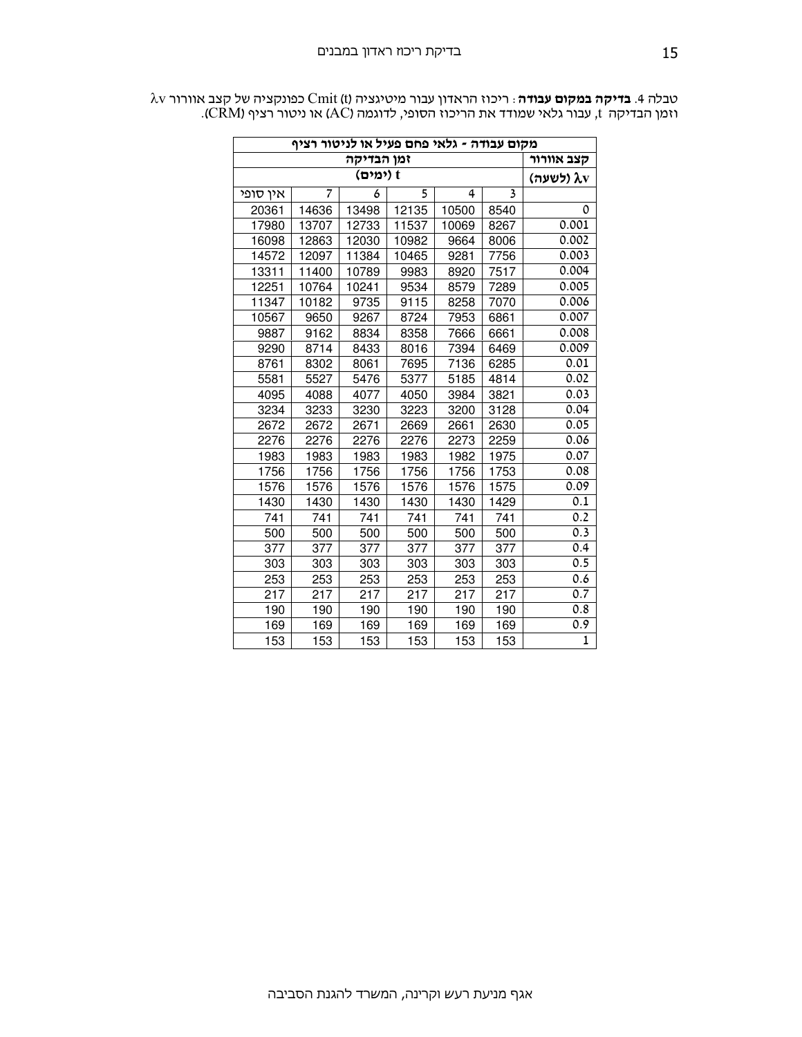טבלה 4. **בדיקה במקום עבודה** : ריכוז הראדון עבור מיטיגציה Cmit (t) כפונקציה של קצב אוורור λv וזמן הבדיקה t, עבור גלאי שמודד את הריכוז הסופי, לדוגמה (AC) או ניטור רציף (CRM).

| מקום עבודה - גלאי פחם פעיל או לניטור רציף | | | | | | |
|---|---|---|---|---|---|---|
| **קצב אוורור** | **זמן הבדיקה** | | | | | |
| **λv (לשעה)** | **t (ימים)** | | | | | |
| | 3 | 4 | 5 | 6 | 7 | אין סופי |
| 0 | 8540 | 10500 | 12135 | 13498 | 14636 | 20361 |
| 0.001 | 8267 | 10069 | 11537 | 12733 | 13707 | 17980 |
| 0.002 | 8006 | 9664 | 10982 | 12030 | 12863 | 16098 |
| 0.003 | 7756 | 9281 | 10465 | 11384 | 12097 | 14572 |
| 0.004 | 7517 | 8920 | 9983 | 10789 | 11400 | 13311 |
| 0.005 | 7289 | 8579 | 9534 | 10241 | 10764 | 12251 |
| 0.006 | 7070 | 8258 | 9115 | 9735 | 10182 | 11347 |
| 0.007 | 6861 | 7953 | 8724 | 9267 | 9650 | 10567 |
| 0.008 | 6661 | 7666 | 8358 | 8834 | 9162 | 9887 |
| 0.009 | 6469 | 7394 | 8016 | 8433 | 8714 | 9290 |
| 0.01 | 6285 | 7136 | 7695 | 8061 | 8302 | 8761 |
| 0.02 | 4814 | 5185 | 5377 | 5476 | 5527 | 5581 |
| 0.03 | 3821 | 3984 | 4050 | 4077 | 4088 | 4095 |
| 0.04 | 3128 | 3200 | 3223 | 3230 | 3233 | 3234 |
| 0.05 | 2630 | 2661 | 2669 | 2671 | 2672 | 2672 |
| 0.06 | 2259 | 2273 | 2276 | 2276 | 2276 | 2276 |
| 0.07 | 1975 | 1982 | 1983 | 1983 | 1983 | 1983 |
| 0.08 | 1753 | 1756 | 1756 | 1756 | 1756 | 1756 |
| 0.09 | 1575 | 1576 | 1576 | 1576 | 1576 | 1576 |
| 0.1 | 1429 | 1430 | 1430 | 1430 | 1430 | 1430 |
| 0.2 | 741 | 741 | 741 | 741 | 741 | 741 |
| 0.3 | 500 | 500 | 500 | 500 | 500 | 500 |
| 0.4 | 377 | 377 | 377 | 377 | 377 | 377 |
| 0.5 | 303 | 303 | 303 | 303 | 303 | 303 |
| 0.6 | 253 | 253 | 253 | 253 | 253 | 253 |
| 0.7 | 217 | 217 | 217 | 217 | 217 | 217 |
| 0.8 | 190 | 190 | 190 | 190 | 190 | 190 |
| 0.9 | 169 | 169 | 169 | 169 | 169 | 169 |
| 1 | 153 | 153 | 153 | 153 | 153 | 153 |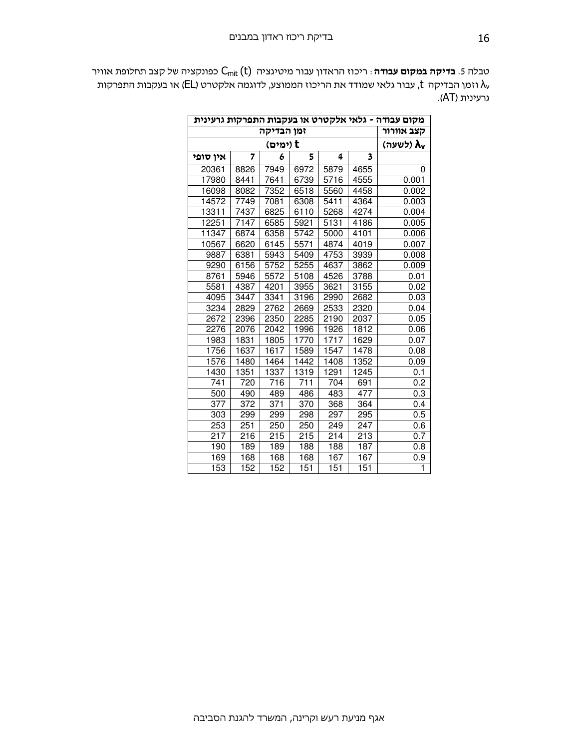טבלה 5. **בדיקה במקום עבודה**: ריכוז הראדון עבור מיטיגציה $C_{mit}$ (t) כפונקציה של קצב תחלופת אוויר $\lambda_v$ וזמן הבדיקה t, עבור גלאי שמודד את הריכוז הממוצע, לדוגמה אלקטרט (EL) או בעקבות התפרקות גרעינית (AT).

| מקום עבודה - גלאי אלקטרט או בעקבות התפרקות גרעינית | | | | | | |
|---|---|---|---|---|---|---|
| קצב אוורור | זמן הבדיקה | | | | | |
| $\lambda_v$ (לשעה) | t (ימים) | | | | | |
| | 3 | 4 | 5 | 6 | 7 | אין סופי |
| 0 | 4655 | 5879 | 6972 | 7949 | 8826 | 20361 |
| 0.001 | 4555 | 5716 | 6739 | 7641 | 8441 | 17980 |
| 0.002 | 4458 | 5560 | 6518 | 7352 | 8082 | 16098 |
| 0.003 | 4364 | 5411 | 6308 | 7081 | 7749 | 14572 |
| 0.004 | 4274 | 5268 | 6110 | 6825 | 7437 | 13311 |
| 0.005 | 4186 | 5131 | 5921 | 6585 | 7147 | 12251 |
| 0.006 | 4101 | 5000 | 5742 | 6358 | 6874 | 11347 |
| 0.007 | 4019 | 4874 | 5571 | 6145 | 6620 | 10567 |
| 0.008 | 3939 | 4753 | 5409 | 5943 | 6381 | 9887 |
| 0.009 | 3862 | 4637 | 5255 | 5752 | 6156 | 9290 |
| 0.01 | 3788 | 4526 | 5108 | 5572 | 5946 | 8761 |
| 0.02 | 3155 | 3621 | 3955 | 4201 | 4387 | 5581 |
| 0.03 | 2682 | 2990 | 3196 | 3341 | 3447 | 4095 |
| 0.04 | 2320 | 2533 | 2669 | 2762 | 2829 | 3234 |
| 0.05 | 2037 | 2190 | 2285 | 2350 | 2396 | 2672 |
| 0.06 | 1812 | 1926 | 1996 | 2042 | 2076 | 2276 |
| 0.07 | 1629 | 1717 | 1770 | 1805 | 1831 | 1983 |
| 0.08 | 1478 | 1547 | 1589 | 1617 | 1637 | 1756 |
| 0.09 | 1352 | 1408 | 1442 | 1464 | 1480 | 1576 |
| 0.1 | 1245 | 1291 | 1319 | 1337 | 1351 | 1430 |
| 0.2 | 691 | 704 | 711 | 716 | 720 | 741 |
| 0.3 | 477 | 483 | 486 | 489 | 490 | 500 |
| 0.4 | 364 | 368 | 370 | 371 | 372 | 377 |
| 0.5 | 295 | 297 | 298 | 299 | 299 | 303 |
| 0.6 | 247 | 249 | 250 | 250 | 251 | 253 |
| 0.7 | 213 | 214 | 215 | 215 | 216 | 217 |
| 0.8 | 187 | 188 | 188 | 189 | 189 | 190 |
| 0.9 | 167 | 167 | 168 | 168 | 168 | 169 |
| 1 | 151 | 151 | 151 | 152 | 152 | 153 |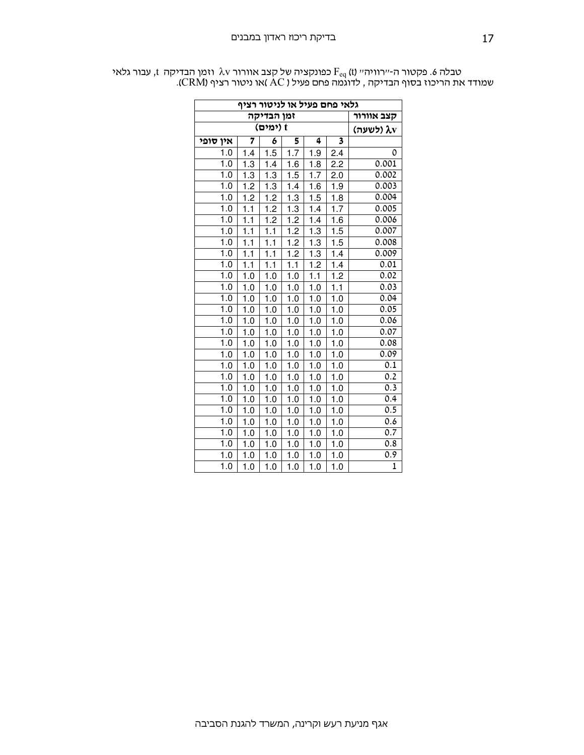טבלה 6. פקטור ה-"רוויה" $F_{eq}$ (t) כפונקציה של קצב אוורור $\lambda v$ וזמן הבדיקה t, עבור גלאי שמודד את הריכוז בסוף הבדיקה, לדוגמה פחם פעיל ( AC )או ניטור רציף (CRM).

| גלאי פחם פעיל או לניטור רציף | | | | | | |
|---|---|---|---|---|---|---|
| קצב אוורור | זמן הבדיקה | | | | | |
| $\lambda v$ (לשעה) | t (ימים) | | | | | |
| | 3 | 4 | 5 | 6 | 7 | אין סופי |
| 0 | 2.4 | 1.9 | 1.7 | 1.5 | 1.4 | 1.0 |
| 0.001 | 2.2 | 1.8 | 1.6 | 1.4 | 1.3 | 1.0 |
| 0.002 | 2.0 | 1.7 | 1.5 | 1.3 | 1.3 | 1.0 |
| 0.003 | 1.9 | 1.6 | 1.4 | 1.3 | 1.2 | 1.0 |
| 0.004 | 1.8 | 1.5 | 1.3 | 1.2 | 1.2 | 1.0 |
| 0.005 | 1.7 | 1.4 | 1.3 | 1.2 | 1.1 | 1.0 |
| 0.006 | 1.6 | 1.4 | 1.2 | 1.2 | 1.1 | 1.0 |
| 0.007 | 1.5 | 1.3 | 1.2 | 1.1 | 1.1 | 1.0 |
| 0.008 | 1.5 | 1.3 | 1.2 | 1.1 | 1.1 | 1.0 |
| 0.009 | 1.4 | 1.3 | 1.2 | 1.1 | 1.1 | 1.0 |
| 0.01 | 1.4 | 1.2 | 1.1 | 1.1 | 1.1 | 1.0 |
| 0.02 | 1.2 | 1.1 | 1.0 | 1.0 | 1.0 | 1.0 |
| 0.03 | 1.1 | 1.0 | 1.0 | 1.0 | 1.0 | 1.0 |
| 0.04 | 1.0 | 1.0 | 1.0 | 1.0 | 1.0 | 1.0 |
| 0.05 | 1.0 | 1.0 | 1.0 | 1.0 | 1.0 | 1.0 |
| 0.06 | 1.0 | 1.0 | 1.0 | 1.0 | 1.0 | 1.0 |
| 0.07 | 1.0 | 1.0 | 1.0 | 1.0 | 1.0 | 1.0 |
| 0.08 | 1.0 | 1.0 | 1.0 | 1.0 | 1.0 | 1.0 |
| 0.09 | 1.0 | 1.0 | 1.0 | 1.0 | 1.0 | 1.0 |
| 0.1 | 1.0 | 1.0 | 1.0 | 1.0 | 1.0 | 1.0 |
| 0.2 | 1.0 | 1.0 | 1.0 | 1.0 | 1.0 | 1.0 |
| 0.3 | 1.0 | 1.0 | 1.0 | 1.0 | 1.0 | 1.0 |
| 0.4 | 1.0 | 1.0 | 1.0 | 1.0 | 1.0 | 1.0 |
| 0.5 | 1.0 | 1.0 | 1.0 | 1.0 | 1.0 | 1.0 |
| 0.6 | 1.0 | 1.0 | 1.0 | 1.0 | 1.0 | 1.0 |
| 0.7 | 1.0 | 1.0 | 1.0 | 1.0 | 1.0 | 1.0 |
| 0.8 | 1.0 | 1.0 | 1.0 | 1.0 | 1.0 | 1.0 |
| 0.9 | 1.0 | 1.0 | 1.0 | 1.0 | 1.0 | 1.0 |
| 1 | 1.0 | 1.0 | 1.0 | 1.0 | 1.0 | 1.0 |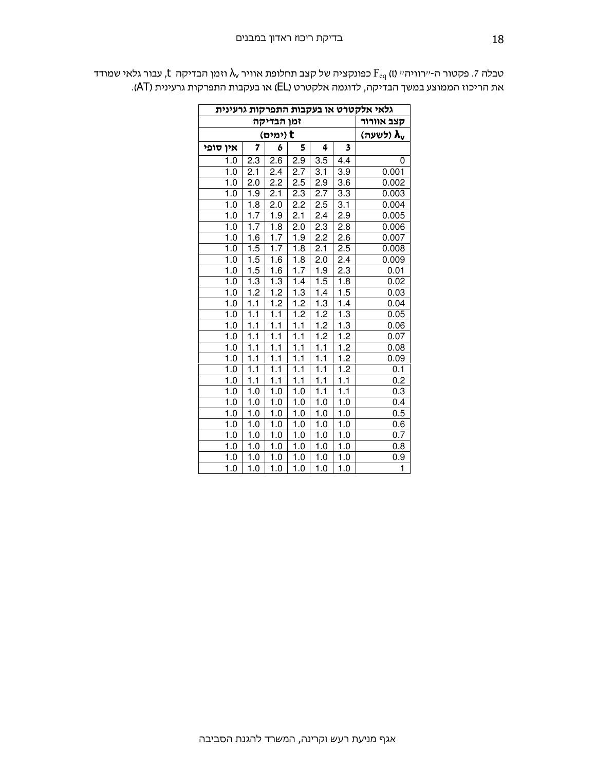טבלה 7. פקטור ה-"רוויה" $F_{eq}$ (t) כפונקציה של קצב תחלופת אוויר $\lambda_v$ וזמן הבדיקה t, עבור גלאי שמודד את הריכוז הממוצע במשך הבדיקה, לדוגמה אלקטרט (EL) או בעקבות התפרקות גרעינית (AT).

| גלאי אלקטרט או בעקבות התפרקות גרעינית | | | | | | |
|---|---|---|---|---|---|---|
| קצב אוורור | זמן הבדיקה | | | | | |
| $\lambda_v$ (לשעה) | t (ימים) | | | | | |
| | 3 | 4 | 5 | 6 | 7 | אין סופי |
| 0 | 4.4 | 3.5 | 2.9 | 2.6 | 2.3 | 1.0 |
| 0.001 | 3.9 | 3.1 | 2.7 | 2.4 | 2.1 | 1.0 |
| 0.002 | 3.6 | 2.9 | 2.5 | 2.2 | 2.0 | 1.0 |
| 0.003 | 3.3 | 2.7 | 2.3 | 2.1 | 1.9 | 1.0 |
| 0.004 | 3.1 | 2.5 | 2.2 | 2.0 | 1.8 | 1.0 |
| 0.005 | 2.9 | 2.4 | 2.1 | 1.9 | 1.7 | 1.0 |
| 0.006 | 2.8 | 2.3 | 2.0 | 1.8 | 1.7 | 1.0 |
| 0.007 | 2.6 | 2.2 | 1.9 | 1.7 | 1.6 | 1.0 |
| 0.008 | 2.5 | 2.1 | 1.8 | 1.7 | 1.5 | 1.0 |
| 0.009 | 2.4 | 2.0 | 1.8 | 1.6 | 1.5 | 1.0 |
| 0.01 | 2.3 | 1.9 | 1.7 | 1.6 | 1.5 | 1.0 |
| 0.02 | 1.8 | 1.5 | 1.4 | 1.3 | 1.3 | 1.0 |
| 0.03 | 1.5 | 1.4 | 1.3 | 1.2 | 1.2 | 1.0 |
| 0.04 | 1.4 | 1.3 | 1.2 | 1.2 | 1.1 | 1.0 |
| 0.05 | 1.3 | 1.2 | 1.2 | 1.1 | 1.1 | 1.0 |
| 0.06 | 1.3 | 1.2 | 1.1 | 1.1 | 1.1 | 1.0 |
| 0.07 | 1.2 | 1.2 | 1.1 | 1.1 | 1.1 | 1.0 |
| 0.08 | 1.2 | 1.1 | 1.1 | 1.1 | 1.1 | 1.0 |
| 0.09 | 1.2 | 1.1 | 1.1 | 1.1 | 1.1 | 1.0 |
| 0.1 | 1.2 | 1.1 | 1.1 | 1.1 | 1.1 | 1.0 |
| 0.2 | 1.1 | 1.1 | 1.1 | 1.1 | 1.1 | 1.0 |
| 0.3 | 1.1 | 1.1 | 1.0 | 1.0 | 1.0 | 1.0 |
| 0.4 | 1.0 | 1.0 | 1.0 | 1.0 | 1.0 | 1.0 |
| 0.5 | 1.0 | 1.0 | 1.0 | 1.0 | 1.0 | 1.0 |
| 0.6 | 1.0 | 1.0 | 1.0 | 1.0 | 1.0 | 1.0 |
| 0.7 | 1.0 | 1.0 | 1.0 | 1.0 | 1.0 | 1.0 |
| 0.8 | 1.0 | 1.0 | 1.0 | 1.0 | 1.0 | 1.0 |
| 0.9 | 1.0 | 1.0 | 1.0 | 1.0 | 1.0 | 1.0 |
| 1 | 1.0 | 1.0 | 1.0 | 1.0 | 1.0 | 1.0 |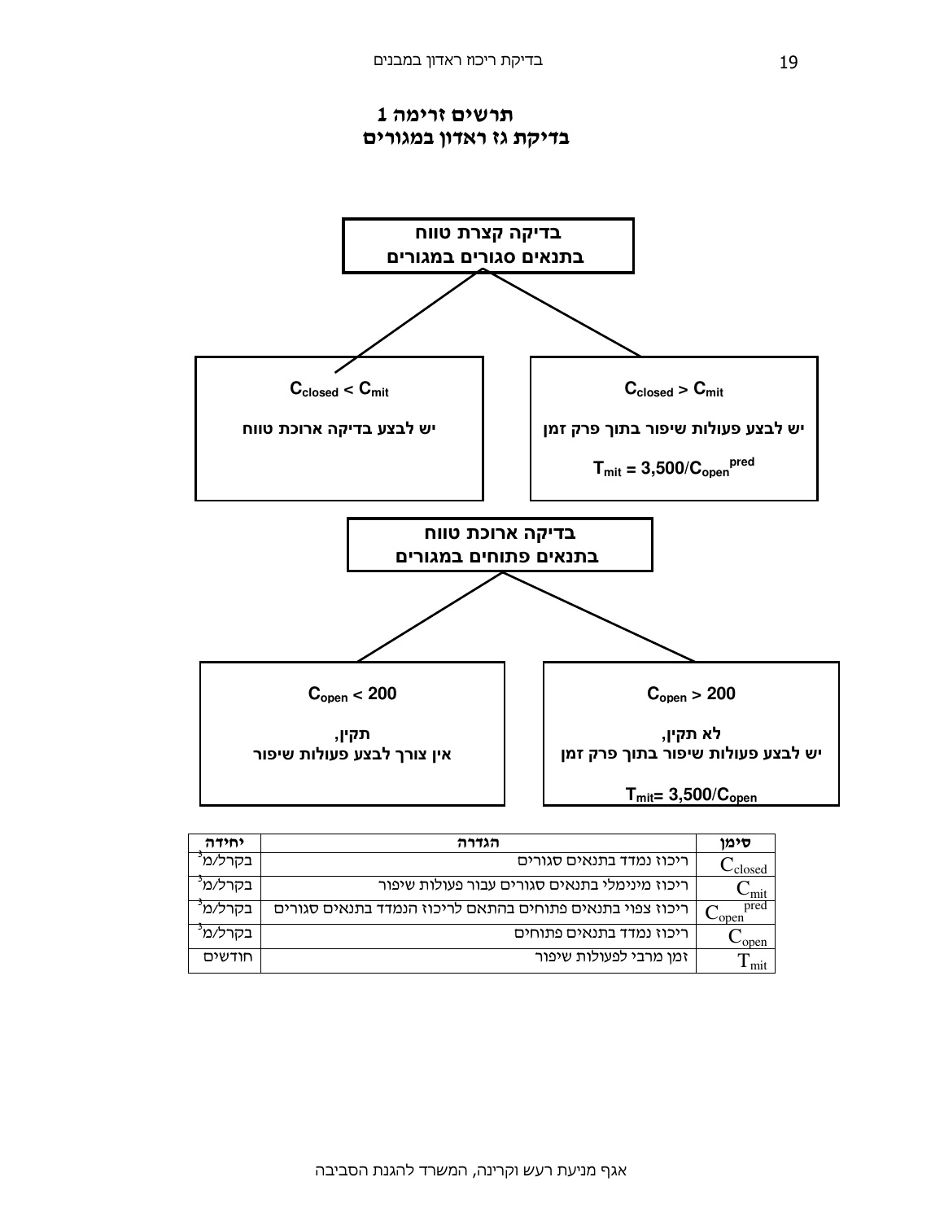# תרשים זרימה 1
## בדיקת גז ראדון במגורים

**בדיקה קצרת טווח**
**בתנאים סגורים במגורים**

**$C_{closed} > C_{mit}$**

**יש לבצע פעולות שיפור בתוך פרק זמן**

**$T_{mit} = 3{,}500/C_{open}^{pred}$**

**$C_{closed} < C_{mit}$**

**יש לבצע בדיקה ארוכת טווח**

**בדיקה ארוכת טווח**
**בתנאים פתוחים במגורים**

**$C_{open} > 200$**

**לא תקין,**
**יש לבצע פעולות שיפור בתוך פרק זמן**

**$T_{mit} = 3{,}500/C_{open}$**

**$C_{open} < 200$**

**תקין,**
**אין צורך לבצע פעולות שיפור**

| סימן | הגדרה | יחידה |
|---|---|---|
| $C_{closed}$ | ריכוז נמדד בתנאים סגורים | בקרל/מ³ |
| $C_{mit}$ | ריכוז מינימלי בתנאים סגורים עבור פעולות שיפור | בקרל/מ³ |
| $C_{open}^{pred}$ | ריכוז צפוי בתנאים פתוחים בהתאם לריכוז הנמדד בתנאים סגורים | בקרל/מ³ |
| $C_{open}$ | ריכוז נמדד בתנאים פתוחים | בקרל/מ³ |
| $T_{mit}$ | זמן מרבי לפעולות שיפור | חודשים |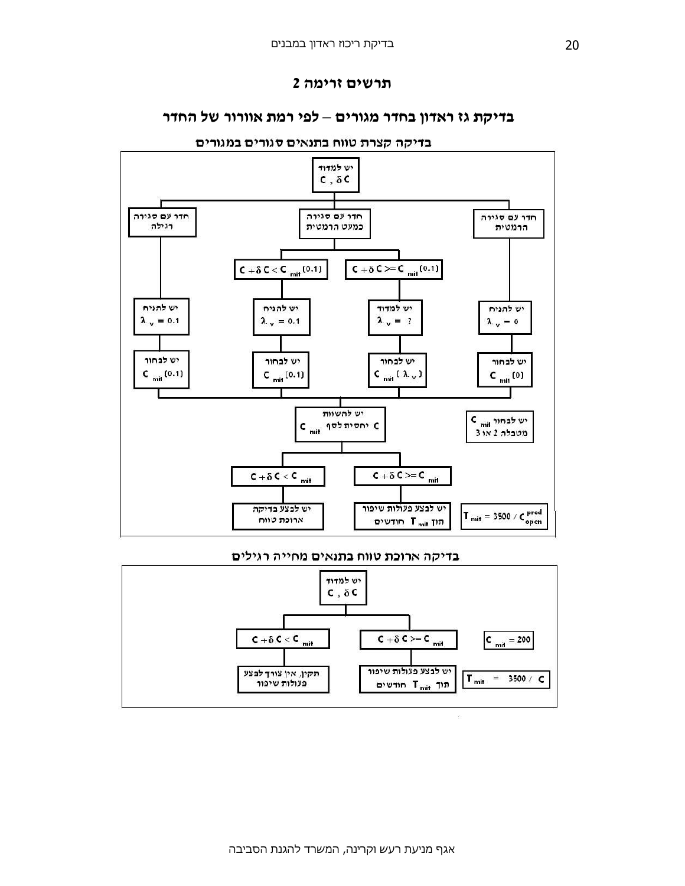## תרשים זרימה 2

## בדיקת גז ראדון בחדר מגורים – לפי רמת אוורור של החדר

### בדיקה קצרת טווח בתנאים סגורים במגורים

יש למדוד $C$ , $\delta C$

- חדר עם סגירה רגילה
  - יש להניח $\lambda_v = 0.1$
  - יש לבחור $C_{mit}(0.1)$
- חדר עם סגירה כמעט הרמטית
  - $C + \delta C < C_{mit}(0.1)$
    - יש להניח $\lambda_v = 0.1$
    - יש לבחור $C_{mit}(0.1)$
  - $C + \delta C >= C_{mit}(0.1)$
    - יש למדוד $\lambda_v = ?$
    - יש לבחור $C_{mit}(\lambda_v)$
- חדר עם סגירה הרמטית
  - יש להניח $\lambda_v = 0$
  - יש לבחור $C_{mit}(0)$

יש להשוות $C$ יחסית לסף $C_{mit}$

- $C + \delta C < C_{mit}$ — יש לבצע בדיקה ארוכת טווח
- $C + \delta C >= C_{mit}$ — יש לבצע פעולות שיפור תוך $T_{mit}$ חודשים

יש לבחור $C_{mit}$ מטבלה 2 או 3

$T_{mit} = 3500 / C^{pred}_{open}$

### בדיקה ארוכת טווח בתנאים מחייה רגילים

יש למדוד $C$ , $\delta C$

- $C + \delta C < C_{mit}$ — תקין, אין צורך לבצע פעולות שיפור
- $C + \delta C >= C_{mit}$ — יש לבצע פעולות שיפור תוך $T_{mit}$ חודשים

$C_{mit} = 200$

$T_{mit} = 3500 / C$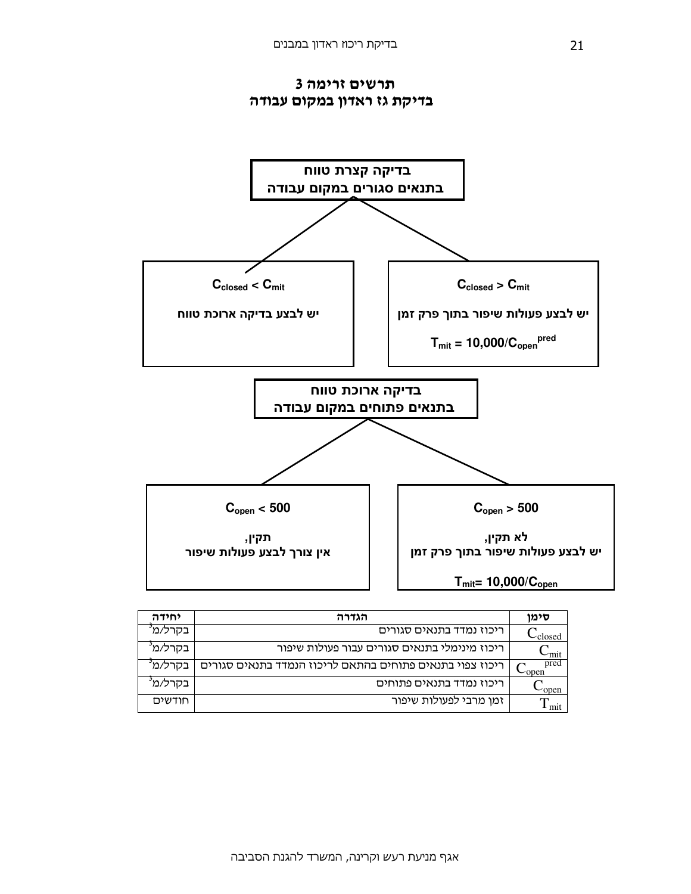## תרשים זרימה 3
## בדיקת גז ראדון במקום עבודה

**בדיקה קצרת טווח**
**בתנאים סגורים במקום עבודה**

**$C_{closed} < C_{mit}$**

**יש לבצע בדיקה ארוכת טווח**

**$C_{closed} > C_{mit}$**

**יש לבצע פעולות שיפור בתוך פרק זמן**

**$T_{mit} = 10{,}000/C_{open}^{pred}$**

**בדיקה ארוכת טווח**
**בתנאים פתוחים במקום עבודה**

**$C_{open} < 500$**

**תקין,**
**אין צורך לבצע פעולות שיפור**

**$C_{open} > 500$**

**לא תקין,**
**יש לבצע פעולות שיפור בתוך פרק זמן**

**$T_{mit} = 10{,}000/C_{open}$**

| סימן | הגדרה | יחידה |
|---|---|---|
| $C_{closed}$ | ריכוז נמדד בתנאים סגורים | בקרל/מ$^3$ |
| $C_{mit}$ | ריכוז מינימלי בתנאים סגורים עבור פעולות שיפור | בקרל/מ$^3$ |
| $C_{open}^{pred}$ | ריכוז צפוי בתנאים פתוחים בהתאם לריכוז הנמדד בתנאים סגורים | בקרל/מ$^3$ |
| $C_{open}$ | ריכוז נמדד בתנאים פתוחים | בקרל/מ$^3$ |
| $T_{mit}$ | זמן מרבי לפעולות שיפור | חודשים |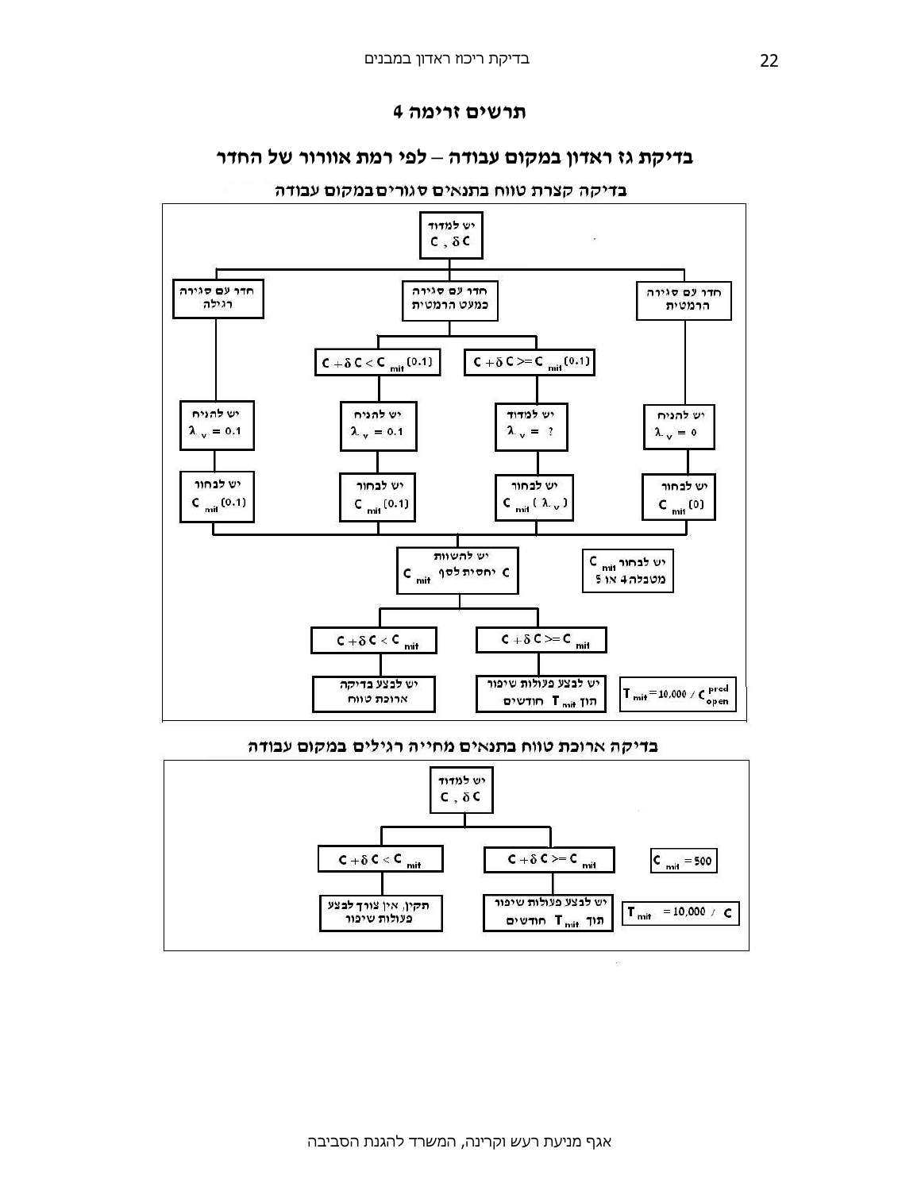## תרשים זרימה 4

## בדיקת גז ראדון במקום עבודה – לפי רמת אוורור של החדר

### בדיקה קצרת טווח בתנאים סגורים במקום עבודה

יש למדוד $C$ , $\delta C$

חדר עם סגירה רגילה

חדר עם סגירה כמעט הרמטית

חדר עם סגירה הרמטית

$C + \delta C < C_{mit}(0.1)$

$C + \delta C >= C_{mit}(0.1)$

יש להניח $\lambda_v = 0.1$

יש להניח $\lambda_v = 0.1$

יש למדוד $\lambda_v = ?$

יש להניח $\lambda_v = 0$

יש לבחור $C_{mit}(0.1)$

יש לבחור $C_{mit}(0.1)$

יש לבחור $C_{mit}(\lambda_v)$

יש לבחור $C_{mit}(0)$

יש להשוות $C$ יחסית לסף $C_{mit}$

יש לבחור $C_{mit}$ מטבלה 4 או 5

$C + \delta C < C_{mit}$

$C + \delta C >= C_{mit}$

יש לבצע בדיקה ארוכת טווח

יש לבצע פעולות שיפור תוך $T_{mit}$ חודשים

$T_{mit} = 10{,}000 / C^{pred}_{open}$

### בדיקה ארוכת טווח בתנאים מחייה רגילים במקום עבודה

יש למדוד $C$ , $\delta C$

$C + \delta C < C_{mit}$

$C + \delta C >= C_{mit}$

$C_{mit} = 500$

תקין, אין צורך לבצע פעולות שיפור

יש לבצע פעולות שיפור תוך $T_{mit}$ חודשים

$T_{mit} = 10{,}000 / C$

אגף מניעת רעש וקרינה, המשרד להגנת הסביבה